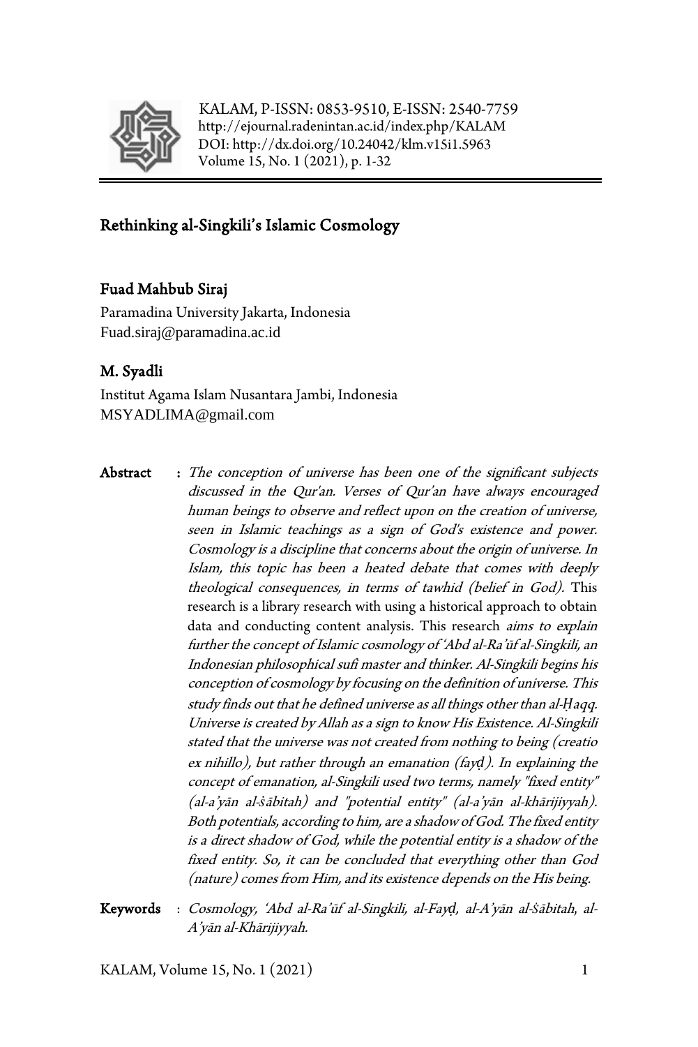KALAM, P-ISSN: 0853-9510, E-ISSN: 2540-7759
http://ejournal.radenintan.ac.id/index.php/KALAM
DOI: http://dx.doi.org/10.24042/klm.v15i1.5963
Volume 15, No. 1 (2021), p. 1-32

# Rethinking al-Singkili's Islamic Cosmology

**Fuad Mahbub Siraj**
Paramadina University Jakarta, Indonesia
Fuad.siraj@paramadina.ac.id

**M. Syadli**
Institut Agama Islam Nusantara Jambi, Indonesia
MSYADLIMA@gmail.com

**Abstract** : *The conception of universe has been one of the significant subjects discussed in the Qur'an. Verses of Qur'an have always encouraged human beings to observe and reflect upon on the creation of universe, seen in Islamic teachings as a sign of God's existence and power. Cosmology is a discipline that concerns about the origin of universe. In Islam, this topic has been a heated debate that comes with deeply theological consequences, in terms of tawhid (belief in God).* This research is a library research with using a historical approach to obtain data and conducting content analysis. This research *aims to explain further the concept of Islamic cosmology of 'Abd al-Ra'ūf al-Singkili, an Indonesian philosophical sufi master and thinker. Al-Singkili begins his conception of cosmology by focusing on the definition of universe. This study finds out that he defined universe as all things other than al-Ḥaqq. Universe is created by Allah as a sign to know His Existence. Al-Singkili stated that the universe was not created from nothing to being (creatio ex nihillo), but rather through an emanation (fayḍ). In explaining the concept of emanation, al-Singkili used two terms, namely "fixed entity" (al-a'yān al-ṡābitah) and "potential entity" (al-a'yān al-khārijiyyah). Both potentials, according to him, are a shadow of God. The fixed entity is a direct shadow of God, while the potential entity is a shadow of the fixed entity. So, it can be concluded that everything other than God (nature) comes from Him, and its existence depends on the His being.*

**Keywords** : *Cosmology, 'Abd al-Ra'ūf al-Singkili, al-Fayḍ, al-A'yān al-Ṡābitah, al-A'yān al-Khārijiyyah.*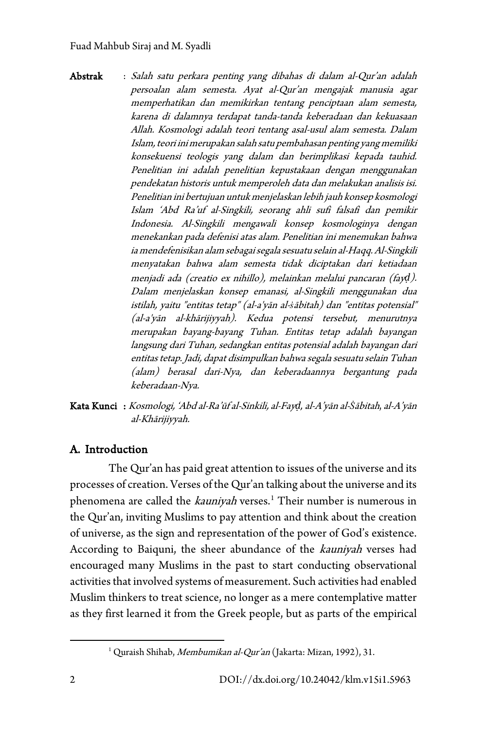**Abstrak** : *Salah satu perkara penting yang dibahas di dalam al-Qur'an adalah persoalan alam semesta. Ayat al-Qur'an mengajak manusia agar memperhatikan dan memikirkan tentang penciptaan alam semesta, karena di dalamnya terdapat tanda-tanda keberadaan dan kekuasaan Allah. Kosmologi adalah teori tentang asal-usul alam semesta. Dalam Islam, teori ini merupakan salah satu pembahasan penting yang memiliki konsekuensi teologis yang dalam dan berimplikasi kepada tauhid. Penelitian ini adalah penelitian kepustakaan dengan menggunakan pendekatan historis untuk memperoleh data dan melakukan analisis isi. Penelitian ini bertujuan untuk menjelaskan lebih jauh konsep kosmologi Islam 'Abd Ra'uf al-Singkili, seorang ahli sufi falsafi dan pemikir Indonesia. Al-Singkili mengawali konsep kosmologinya dengan menekankan pada defenisi atas alam. Penelitian ini menemukan bahwa ia mendefenisikan alam sebagai segala sesuatu selain al-Haqq. Al-Singkili menyatakan bahwa alam semesta tidak diciptakan dari ketiadaan menjadi ada (creatio ex nihillo), melainkan melalui pancaran (fayḍ). Dalam menjelaskan konsep emanasi, al-Singkili menggunakan dua istilah, yaitu "entitas tetap" (al-a'yān al-ṡābitah) dan "entitas potensial" (al-a'yān al-khārijiyyah). Kedua potensi tersebut, menurutnya merupakan bayang-bayang Tuhan. Entitas tetap adalah bayangan langsung dari Tuhan, sedangkan entitas potensial adalah bayangan dari entitas tetap. Jadi, dapat disimpulkan bahwa segala sesuatu selain Tuhan (alam) berasal dari-Nya, dan keberadaannya bergantung pada keberadaan-Nya.*

**Kata Kunci** : *Kosmologi, 'Abd al-Ra'ūf al-Sinkili, al-Fayḍ, al-A'yān al-Ṡābitah, al-A'yān al-Khārijiyyah.*

## A. Introduction

The Qur'an has paid great attention to issues of the universe and its processes of creation. Verses of the Qur'an talking about the universe and its phenomena are called the *kauniyah* verses.[1] Their number is numerous in the Qur'an, inviting Muslims to pay attention and think about the creation of universe, as the sign and representation of the power of God's existence. According to Baiquni, the sheer abundance of the *kauniyah* verses had encouraged many Muslims in the past to start conducting observational activities that involved systems of measurement. Such activities had enabled Muslim thinkers to treat science, no longer as a mere contemplative matter as they first learned it from the Greek people, but as parts of the empirical

---

[1] Quraish Shihab, *Membumikan al-Qur'an* (Jakarta: Mizan, 1992), 31.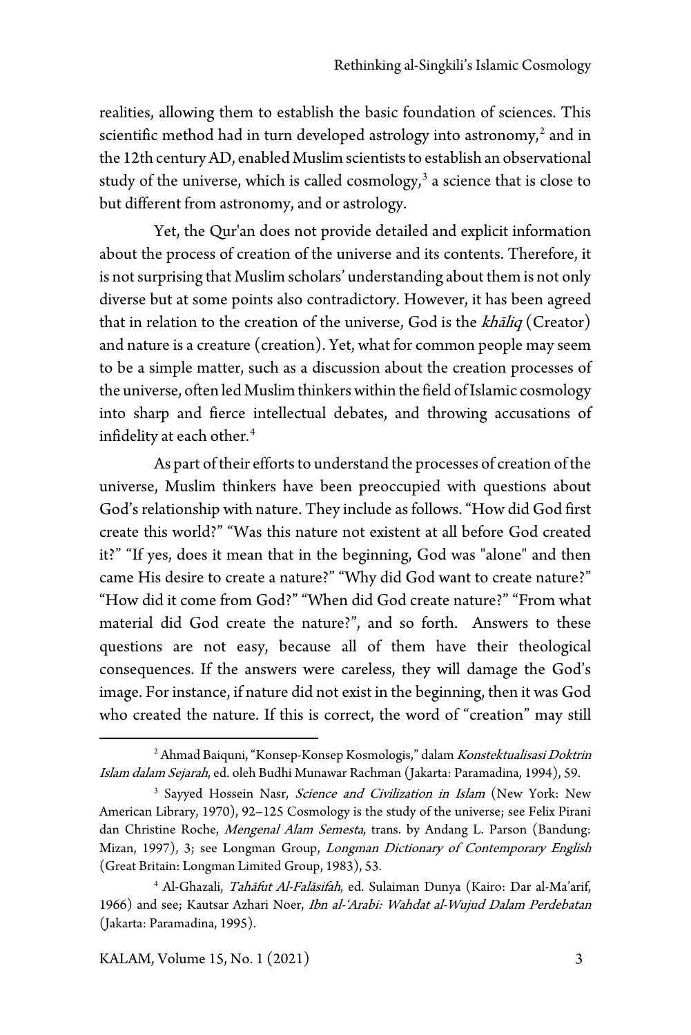realities, allowing them to establish the basic foundation of sciences. This scientific method had in turn developed astrology into astronomy,[2] and in the 12th century AD, enabled Muslim scientists to establish an observational study of the universe, which is called cosmology,[3] a science that is close to but different from astronomy, and or astrology.

Yet, the Qur'an does not provide detailed and explicit information about the process of creation of the universe and its contents. Therefore, it is not surprising that Muslim scholars' understanding about them is not only diverse but at some points also contradictory. However, it has been agreed that in relation to the creation of the universe, God is the *khāliq* (Creator) and nature is a creature (creation). Yet, what for common people may seem to be a simple matter, such as a discussion about the creation processes of the universe, often led Muslim thinkers within the field of Islamic cosmology into sharp and fierce intellectual debates, and throwing accusations of infidelity at each other.[4]

As part of their efforts to understand the processes of creation of the universe, Muslim thinkers have been preoccupied with questions about God's relationship with nature. They include as follows. "How did God first create this world?" "Was this nature not existent at all before God created it?" "If yes, does it mean that in the beginning, God was "alone" and then came His desire to create a nature?" "Why did God want to create nature?" "How did it come from God?" "When did God create nature?" "From what material did God create the nature?", and so forth. Answers to these questions are not easy, because all of them have their theological consequences. If the answers were careless, they will damage the God's image. For instance, if nature did not exist in the beginning, then it was God who created the nature. If this is correct, the word of "creation" may still

---

[2] Ahmad Baiquni, "Konsep-Konsep Kosmologis," dalam *Konstektualisasi Doktrin Islam dalam Sejarah*, ed. oleh Budhi Munawar Rachman (Jakarta: Paramadina, 1994), 59.

[3] Sayyed Hossein Nasr, *Science and Civilization in Islam* (New York: New American Library, 1970), 92–125 Cosmology is the study of the universe; see Felix Pirani dan Christine Roche, *Mengenal Alam Semesta*, trans. by Andang L. Parson (Bandung: Mizan, 1997), 3; see Longman Group, *Longman Dictionary of Contemporary English* (Great Britain: Longman Limited Group, 1983), 53.

[4] Al-Ghazali, *Tahāfut Al-Falāsifah*, ed. Sulaiman Dunya (Kairo: Dar al-Ma'arif, 1966) and see; Kautsar Azhari Noer, *Ibn al-'Arabi: Wahdat al-Wujud Dalam Perdebatan* (Jakarta: Paramadina, 1995).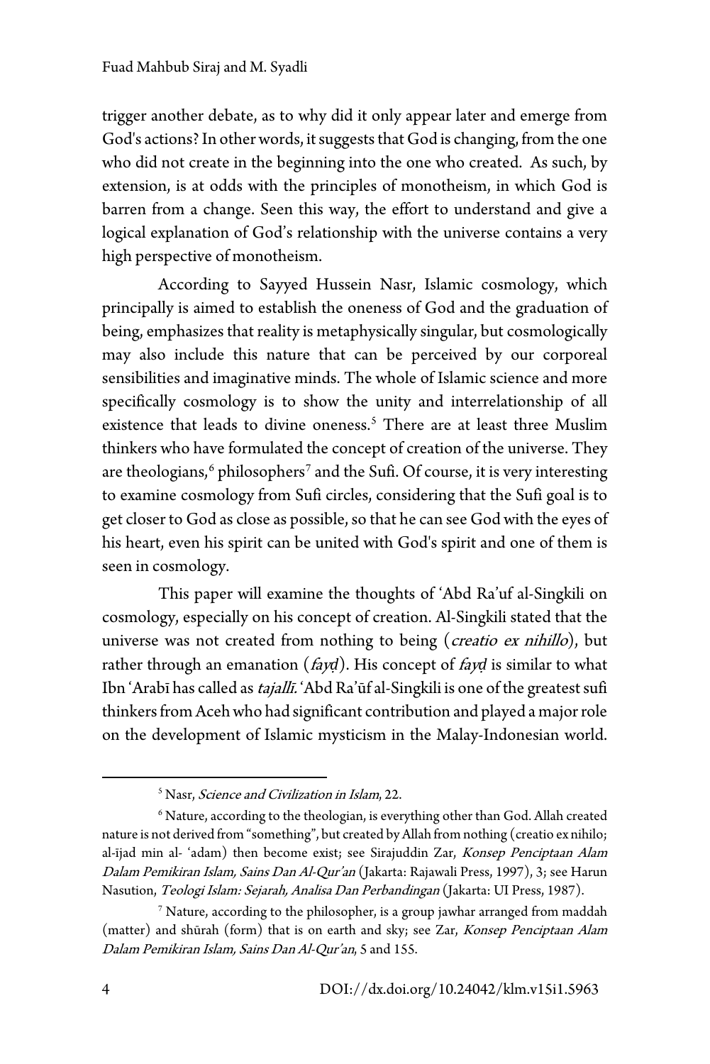trigger another debate, as to why did it only appear later and emerge from God's actions? In other words, it suggests that God is changing, from the one who did not create in the beginning into the one who created. As such, by extension, is at odds with the principles of monotheism, in which God is barren from a change. Seen this way, the effort to understand and give a logical explanation of God's relationship with the universe contains a very high perspective of monotheism.

According to Sayyed Hussein Nasr, Islamic cosmology, which principally is aimed to establish the oneness of God and the graduation of being, emphasizes that reality is metaphysically singular, but cosmologically may also include this nature that can be perceived by our corporeal sensibilities and imaginative minds. The whole of Islamic science and more specifically cosmology is to show the unity and interrelationship of all existence that leads to divine oneness.[5] There are at least three Muslim thinkers who have formulated the concept of creation of the universe. They are theologians,[6] philosophers[7] and the Sufi. Of course, it is very interesting to examine cosmology from Sufi circles, considering that the Sufi goal is to get closer to God as close as possible, so that he can see God with the eyes of his heart, even his spirit can be united with God's spirit and one of them is seen in cosmology.

This paper will examine the thoughts of ʻAbd Ra'uf al-Singkili on cosmology, especially on his concept of creation. Al-Singkili stated that the universe was not created from nothing to being (*creatio ex nihillo*), but rather through an emanation (*fayḍ*). His concept of *fayḍ* is similar to what Ibn ʻArabī has called as *tajallī*. ʻAbd Ra'ūf al-Singkili is one of the greatest sufi thinkers from Aceh who had significant contribution and played a major role on the development of Islamic mysticism in the Malay-Indonesian world.

---

[5] Nasr, *Science and Civilization in Islam*, 22.

[6] Nature, according to the theologian, is everything other than God. Allah created nature is not derived from "something", but created by Allah from nothing (creatio ex nihilo; al-ījad min al- ʻadam) then become exist; see Sirajuddin Zar, *Konsep Penciptaan Alam Dalam Pemikiran Islam, Sains Dan Al-Qur'an* (Jakarta: Rajawali Press, 1997), 3; see Harun Nasution, *Teologi Islam: Sejarah, Analisa Dan Perbandingan* (Jakarta: UI Press, 1987).

[7] Nature, according to the philosopher, is a group jawhar arranged from maddah (matter) and shūrah (form) that is on earth and sky; see Zar, *Konsep Penciptaan Alam Dalam Pemikiran Islam, Sains Dan Al-Qur'an*, 5 and 155.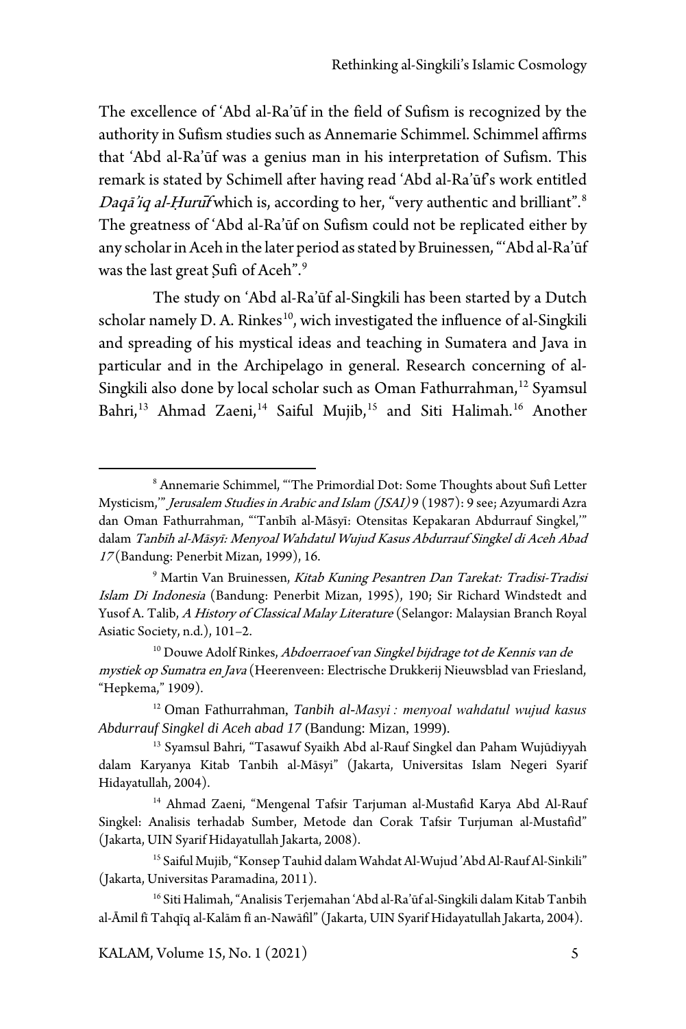The excellence of ʻAbd al-Ra'ūf in the field of Sufism is recognized by the authority in Sufism studies such as Annemarie Schimmel. Schimmel affirms that ʻAbd al-Ra'ūf was a genius man in his interpretation of Sufism. This remark is stated by Schimell after having read ʻAbd al-Ra'ūf's work entitled *Daqā'iq al-Ḥurūf* which is, according to her, "very authentic and brilliant".[8] The greatness of ʻAbd al-Ra'ūf on Sufism could not be replicated either by any scholar in Aceh in the later period as stated by Bruinessen, "ʻAbd al-Ra'ūf was the last great Ṣufi of Aceh".[9]

The study on ʻAbd al-Ra'ūf al-Singkili has been started by a Dutch scholar namely D. A. Rinkes[10], wich investigated the influence of al-Singkili and spreading of his mystical ideas and teaching in Sumatera and Java in particular and in the Archipelago in general. Research concerning of al-Singkili also done by local scholar such as Oman Fathurrahman,[12] Syamsul Bahri,[13] Ahmad Zaeni,[14] Saiful Mujib,[15] and Siti Halimah.[16] Another

---

[8] Annemarie Schimmel, "'The Primordial Dot: Some Thoughts about Sufi Letter Mysticism,'" *Jerusalem Studies in Arabic and Islam (JSAI)* 9 (1987): 9 see; Azyumardi Azra dan Oman Fathurrahman, "'Tanbīh al-Māsyī: Otensitas Kepakaran Abdurrauf Singkel,'" dalam *Tanbīh al-Māsyī: Menyoal Wahdatul Wujud Kasus Abdurrauf Singkel di Aceh Abad 17* (Bandung: Penerbit Mizan, 1999), 16.

[9] Martin Van Bruinessen, *Kitab Kuning Pesantren Dan Tarekat: Tradisi-Tradisi Islam Di Indonesia* (Bandung: Penerbit Mizan, 1995), 190; Sir Richard Windstedt and Yusof A. Talib, *A History of Classical Malay Literature* (Selangor: Malaysian Branch Royal Asiatic Society, n.d.), 101–2.

[10] Douwe Adolf Rinkes, *Abdoerraoef van Singkel bijdrage tot de Kennis van de mystiek op Sumatra en Java* (Heerenveen: Electrische Drukkerij Nieuwsblad van Friesland, "Hepkema," 1909).

[12] Oman Fathurrahman, *Tanbih al-Masyi : menyoal wahdatul wujud kasus Abdurrauf Singkel di Aceh abad 17* (Bandung: Mizan, 1999).

[13] Syamsul Bahri, "Tasawuf Syaikh Abd al-Rauf Singkel dan Paham Wujūdiyyah dalam Karyanya Kitab Tanbih al-Māsyi" (Jakarta, Universitas Islam Negeri Syarif Hidayatullah, 2004).

[14] Ahmad Zaeni, "Mengenal Tafsir Tarjuman al-Mustafid Karya Abd Al-Rauf Singkel: Analisis terhadab Sumber, Metode dan Corak Tafsir Turjuman al-Mustafid" (Jakarta, UIN Syarif Hidayatullah Jakarta, 2008).

[15] Saiful Mujib, "Konsep Tauhid dalam Wahdat Al-Wujud 'Abd Al-Rauf Al-Sinkili" (Jakarta, Universitas Paramadina, 2011).

[16] Siti Halimah, "Analisis Terjemahan ʻAbd al-Ra'ūf al-Singkili dalam Kitab Tanbih al-Āmil fi Tahqīq al-Kalām fi an-Nawâfil" (Jakarta, UIN Syarif Hidayatullah Jakarta, 2004).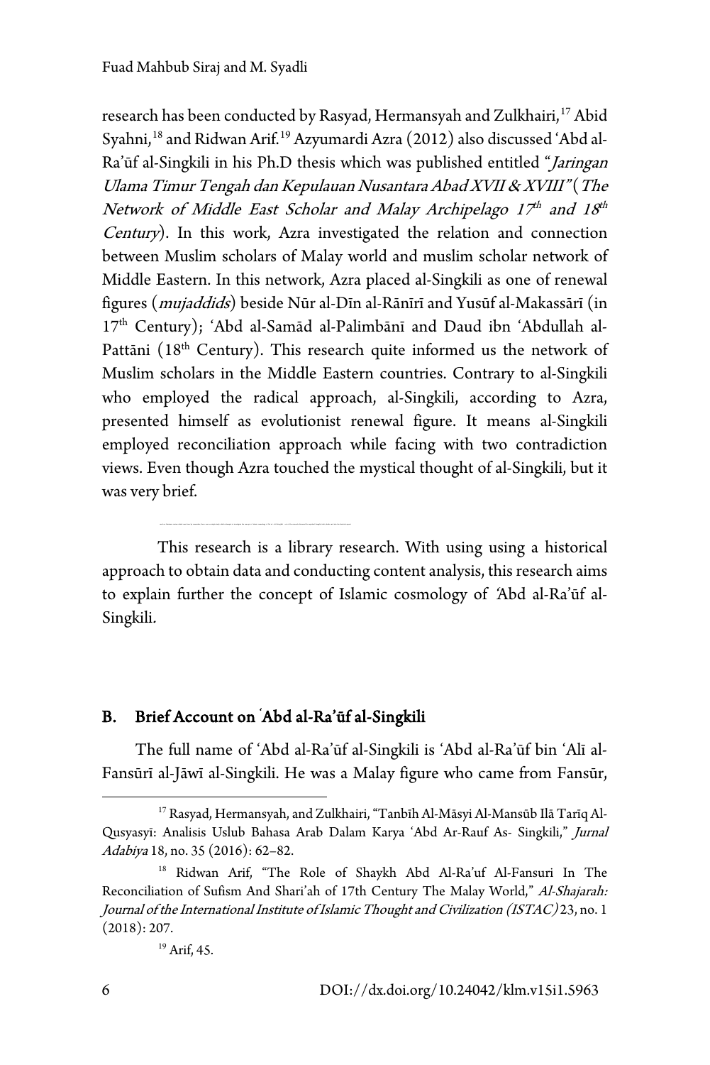research has been conducted by Rasyad, Hermansyah and Zulkhairi,[17] Abid Syahni,[18] and Ridwan Arif.[19] Azyumardi Azra (2012) also discussed ʻAbd al-Ra'ūf al-Singkili in his Ph.D thesis which was published entitled "*Jaringan Ulama Timur Tengah dan Kepulauan Nusantara Abad XVII & XVIII*" (*The Network of Middle East Scholar and Malay Archipelago 17th and 18th Century*). In this work, Azra investigated the relation and connection between Muslim scholars of Malay world and muslim scholar network of Middle Eastern. In this network, Azra placed al-Singkili as one of renewal figures (*mujaddids*) beside Nūr al-Dīn al-Rānīrī and Yusūf al-Makassārī (in 17th Century); ʻAbd al-Samād al-Palimbānī and Daud ibn ʻAbdullah al-Pattāni (18th Century). This research quite informed us the network of Muslim scholars in the Middle Eastern countries. Contrary to al-Singkili who employed the radical approach, al-Singkili, according to Azra, presented himself as evolutionist renewal figure. It means al-Singkili employed reconciliation approach while facing with two contradiction views. Even though Azra touched the mystical thought of al-Singkili, but it was very brief.

This research is a library research. With using using a historical approach to obtain data and conducting content analysis, this research aims to explain further the concept of Islamic cosmology of ʻAbd al-Ra'ūf al-Singkili.

## B. Brief Account on ʻAbd al-Ra'ūf al-Singkili

The full name of ʻAbd al-Ra'ūf al-Singkili is ʻAbd al-Ra'ūf bin ʻAlī al-Fansūrī al-Jāwī al-Singkili. He was a Malay figure who came from Fansūr,

---

[17] Rasyad, Hermansyah, and Zulkhairi, "Tanbīh Al-Māsyi Al-Mansūb Ilā Tarīq Al-Qusyasyī: Analisis Uslub Bahasa Arab Dalam Karya ʻAbd Ar-Rauf As- Singkili," *Jurnal Adabiya* 18, no. 35 (2016): 62–82.

[18] Ridwan Arif, "The Role of Shaykh Abd Al-Ra'uf Al-Fansuri In The Reconciliation of Sufism And Shari'ah of 17th Century The Malay World," *Al-Shajarah: Journal of the International Institute of Islamic Thought and Civilization (ISTAC)* 23, no. 1 (2018): 207.

[19] Arif, 45.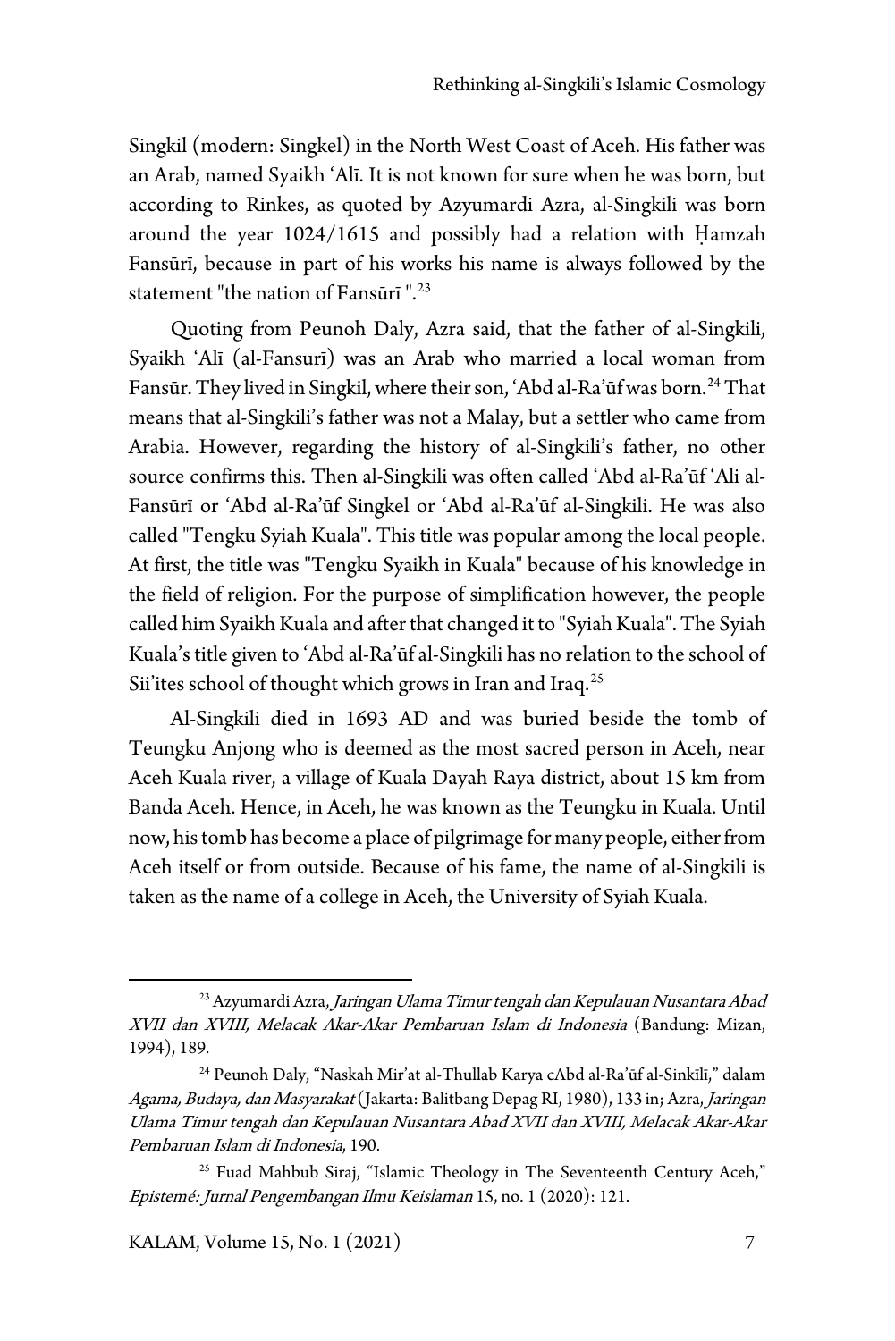Singkil (modern: Singkel) in the North West Coast of Aceh. His father was an Arab, named Syaikh 'Alī. It is not known for sure when he was born, but according to Rinkes, as quoted by Azyumardi Azra, al-Singkili was born around the year 1024/1615 and possibly had a relation with Ḥamzah Fansūrī, because in part of his works his name is always followed by the statement "the nation of Fansūrī ".[23]

Quoting from Peunoh Daly, Azra said, that the father of al-Singkili, Syaikh 'Alī (al-Fansurī) was an Arab who married a local woman from Fansūr. They lived in Singkil, where their son, 'Abd al-Ra'ūf was born.[24] That means that al-Singkili's father was not a Malay, but a settler who came from Arabia. However, regarding the history of al-Singkili's father, no other source confirms this. Then al-Singkili was often called 'Abd al-Ra'ūf 'Ali al-Fansūrī or 'Abd al-Ra'ūf Singkel or 'Abd al-Ra'ūf al-Singkili. He was also called "Tengku Syiah Kuala". This title was popular among the local people. At first, the title was "Tengku Syaikh in Kuala" because of his knowledge in the field of religion. For the purpose of simplification however, the people called him Syaikh Kuala and after that changed it to "Syiah Kuala". The Syiah Kuala's title given to 'Abd al-Ra'ūf al-Singkili has no relation to the school of Sii'ites school of thought which grows in Iran and Iraq.[25]

Al-Singkili died in 1693 AD and was buried beside the tomb of Teungku Anjong who is deemed as the most sacred person in Aceh, near Aceh Kuala river, a village of Kuala Dayah Raya district, about 15 km from Banda Aceh. Hence, in Aceh, he was known as the Teungku in Kuala. Until now, his tomb has become a place of pilgrimage for many people, either from Aceh itself or from outside. Because of his fame, the name of al-Singkili is taken as the name of a college in Aceh, the University of Syiah Kuala.

---

[23] Azyumardi Azra, *Jaringan Ulama Timur tengah dan Kepulauan Nusantara Abad XVII dan XVIII, Melacak Akar-Akar Pembaruan Islam di Indonesia* (Bandung: Mizan, 1994), 189.

[24] Peunoh Daly, "Naskah Mir'at al-Thullab Karya cAbd al-Ra'ūf al-Sinkīlī," dalam *Agama, Budaya, dan Masyarakat* (Jakarta: Balitbang Depag RI, 1980), 133 in; Azra, *Jaringan Ulama Timur tengah dan Kepulauan Nusantara Abad XVII dan XVIII, Melacak Akar-Akar Pembaruan Islam di Indonesia*, 190.

[25] Fuad Mahbub Siraj, "Islamic Theology in The Seventeenth Century Aceh," *Epistemé: Jurnal Pengembangan Ilmu Keislaman* 15, no. 1 (2020): 121.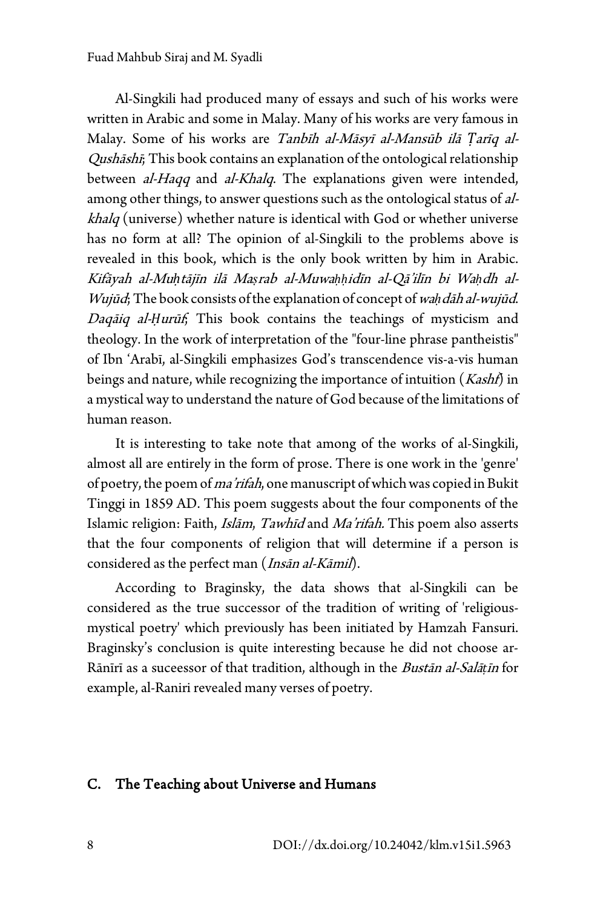Al-Singkili had produced many of essays and such of his works were written in Arabic and some in Malay. Many of his works are very famous in Malay. Some of his works are *Tanbīh al-Māsyī al-Mansūb ilā Ṭarīq al-Qushāshī*; This book contains an explanation of the ontological relationship between *al-Haqq* and *al-Khalq*. The explanations given were intended, among other things, to answer questions such as the ontological status of *al-khalq* (universe) whether nature is identical with God or whether universe has no form at all? The opinion of al-Singkili to the problems above is revealed in this book, which is the only book written by him in Arabic. *Kifāyah al-Muḥtājīn ilā Maṣrab al-Muwaḥḥidīn al-Qā'ilīn bi Waḥdh al-Wujūd*; The book consists of the explanation of concept of *waḥdāh al-wujūd*. *Daqāiq al-Ḥurūf*; This book contains the teachings of mysticism and theology. In the work of interpretation of the "four-line phrase pantheistis" of Ibn 'Arabī, al-Singkili emphasizes God's transcendence vis-a-vis human beings and nature, while recognizing the importance of intuition (*Kashf*) in a mystical way to understand the nature of God because of the limitations of human reason.

It is interesting to take note that among of the works of al-Singkili, almost all are entirely in the form of prose. There is one work in the 'genre' of poetry, the poem of *ma'rifah*, one manuscript of which was copied in Bukit Tinggi in 1859 AD. This poem suggests about the four components of the Islamic religion: Faith, *Islām*, *Tawhīd* and *Ma'rifah.* This poem also asserts that the four components of religion that will determine if a person is considered as the perfect man (*Insān al-Kāmil*).

According to Braginsky, the data shows that al-Singkili can be considered as the true successor of the tradition of writing of 'religious-mystical poetry' which previously has been initiated by Hamzah Fansuri. Braginsky's conclusion is quite interesting because he did not choose ar-Rānīrī as a suceessor of that tradition, although in the *Bustān al-Salāṭīn* for example, al-Raniri revealed many verses of poetry.

## C. The Teaching about Universe and Humans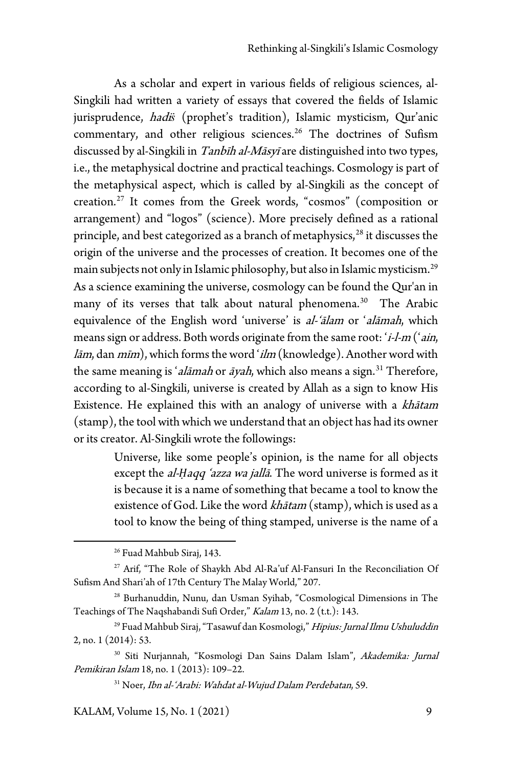As a scholar and expert in various fields of religious sciences, al-Singkili had written a variety of essays that covered the fields of Islamic jurisprudence, *hadīs* (prophet's tradition), Islamic mysticism, Qur'anic commentary, and other religious sciences.[26] The doctrines of Sufism discussed by al-Singkili in *Tanbīh al-Māsyī* are distinguished into two types, i.e., the metaphysical doctrine and practical teachings. Cosmology is part of the metaphysical aspect, which is called by al-Singkili as the concept of creation.[27] It comes from the Greek words, "cosmos" (composition or arrangement) and "logos" (science). More precisely defined as a rational principle, and best categorized as a branch of metaphysics,[28] it discusses the origin of the universe and the processes of creation. It becomes one of the main subjects not only in Islamic philosophy, but also in Islamic mysticism.[29] As a science examining the universe, cosmology can be found the Qur'an in many of its verses that talk about natural phenomena.[30] The Arabic equivalence of the English word 'universe' is *al-'ālam* or '*alāmah*, which means sign or address. Both words originate from the same root: '*i-l-m* ('*ain*, *lām*, dan *mīm*), which forms the word '*ilm* (knowledge). Another word with the same meaning is '*alāmah* or *āyah*, which also means a sign.[31] Therefore, according to al-Singkili, universe is created by Allah as a sign to know His Existence. He explained this with an analogy of universe with a *khātam* (stamp), the tool with which we understand that an object has had its owner or its creator. Al-Singkili wrote the followings:

> Universe, like some people's opinion, is the name for all objects except the *al-Ḥaqq 'azza wa jallā*. The word universe is formed as it is because it is a name of something that became a tool to know the existence of God. Like the word *khātam* (stamp), which is used as a tool to know the being of thing stamped, universe is the name of a

---

[26] Fuad Mahbub Siraj, 143.

[27] Arif, "The Role of Shaykh Abd Al-Ra'uf Al-Fansuri In the Reconciliation Of Sufism And Shari'ah of 17th Century The Malay World," 207.

[28] Burhanuddin, Nunu, dan Usman Syihab, "Cosmological Dimensions in The Teachings of The Naqshabandi Sufi Order," *Kalam* 13, no. 2 (t.t.): 143.

[29] Fuad Mahbub Siraj, "Tasawuf dan Kosmologi," *Hipius: Jurnal Ilmu Ushuluddin* 2, no. 1 (2014): 53.

[30] Siti Nurjannah, "Kosmologi Dan Sains Dalam Islam", *Akademika: Jurnal Pemikiran Islam* 18, no. 1 (2013): 109–22.

[31] Noer, *Ibn al-'Arabi: Wahdat al-Wujud Dalam Perdebatan*, 59.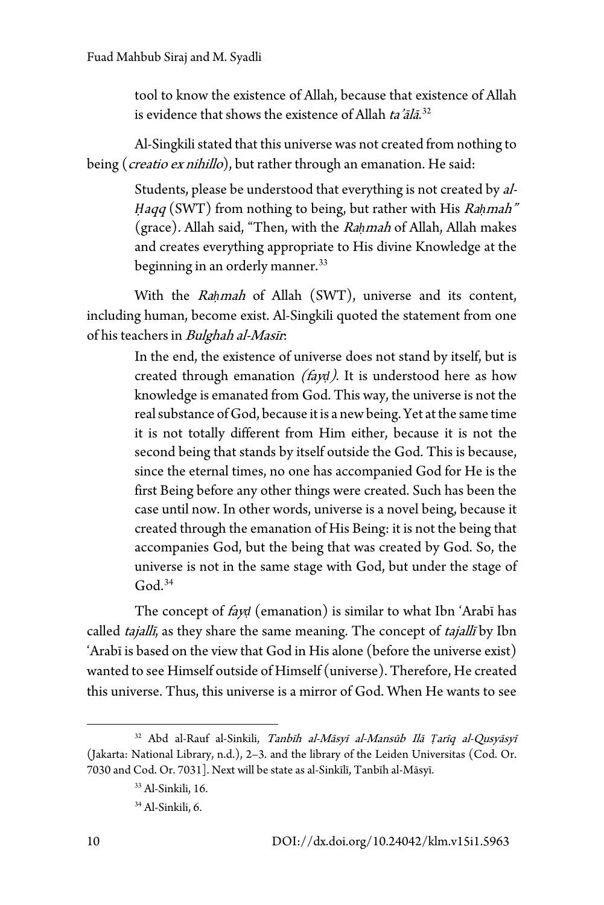tool to know the existence of Allah, because that existence of Allah is evidence that shows the existence of Allah *ta'ālā*.[32]

Al-Singkili stated that this universe was not created from nothing to being (*creatio ex nihillo*), but rather through an emanation. He said:

> Students, please be understood that everything is not created by *al-Ḥaqq* (SWT) from nothing to being, but rather with His *Raḥmah"* (grace). Allah said, "Then, with the *Raḥmah* of Allah, Allah makes and creates everything appropriate to His divine Knowledge at the beginning in an orderly manner.[33]

With the *Raḥmah* of Allah (SWT), universe and its content, including human, become exist. Al-Singkili quoted the statement from one of his teachers in *Bulghah al-Masīr*:

> In the end, the existence of universe does not stand by itself, but is created through emanation *(fayḍ)*. It is understood here as how knowledge is emanated from God. This way, the universe is not the real substance of God, because it is a new being. Yet at the same time it is not totally different from Him either, because it is not the second being that stands by itself outside the God. This is because, since the eternal times, no one has accompanied God for He is the first Being before any other things were created. Such has been the case until now. In other words, universe is a novel being, because it created through the emanation of His Being: it is not the being that accompanies God, but the being that was created by God. So, the universe is not in the same stage with God, but under the stage of God.[34]

The concept of *fayḍ* (emanation) is similar to what Ibn 'Arabī has called *tajallī*, as they share the same meaning. The concept of *tajallī* by Ibn 'Arabī is based on the view that God in His alone (before the universe exist) wanted to see Himself outside of Himself (universe). Therefore, He created this universe. Thus, this universe is a mirror of God. When He wants to see

---

[32] Abd al-Rauf al-Sinkili, *Tanbīh al-Māsyī al-Mansūb Ilā Ṭarīq al-Qusyāsyī* (Jakarta: National Library, n.d.), 2–3. and the library of the Leiden Universitas (Cod. Or. 7030 and Cod. Or. 7031]. Next will be state as al-Sinkīlī, Tanbīh al-Māsyī.

[33] Al-Sinkili, 16.

[34] Al-Sinkili, 6.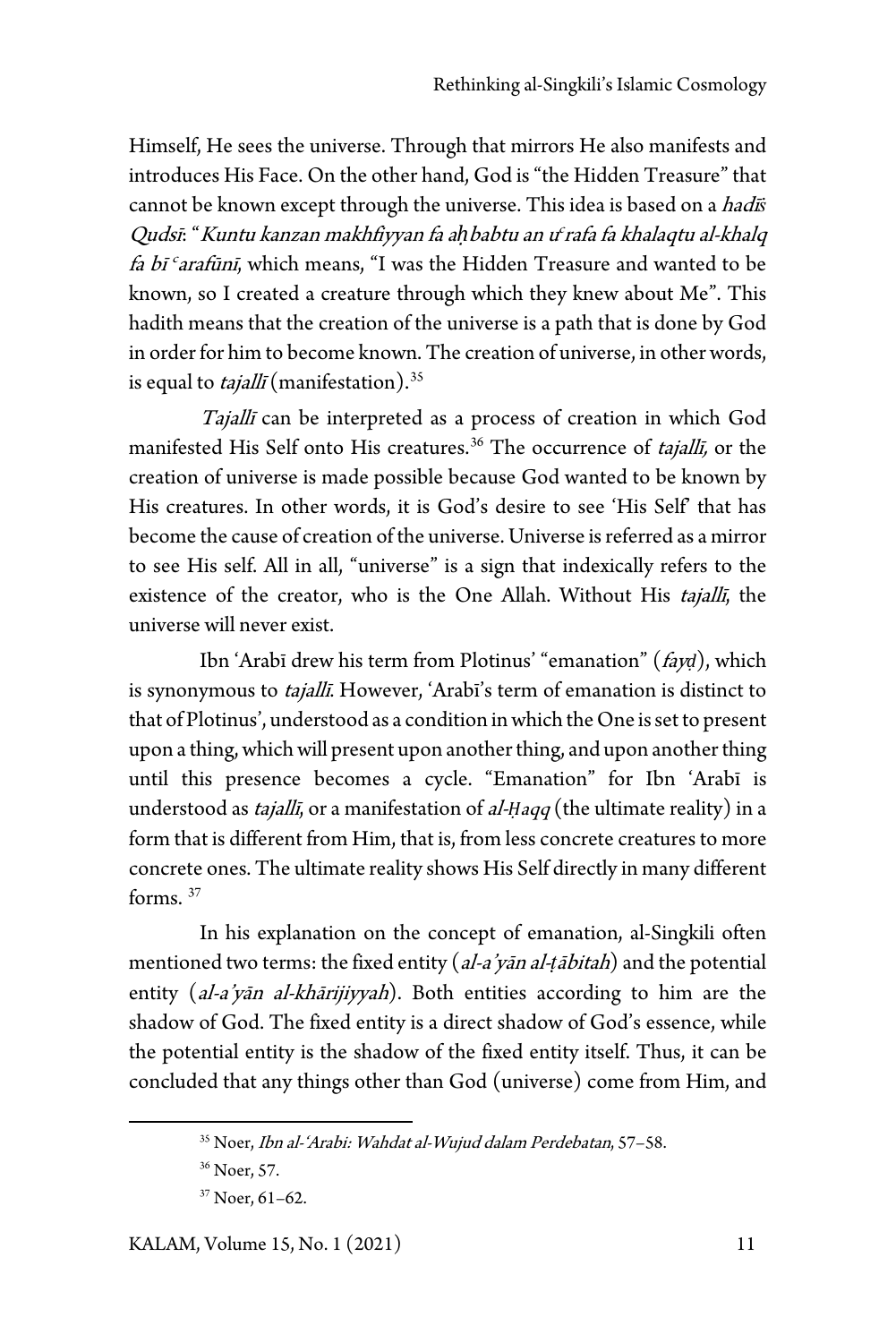Himself, He sees the universe. Through that mirrors He also manifests and introduces His Face. On the other hand, God is "the Hidden Treasure" that cannot be known except through the universe. This idea is based on a *hadīs Qudsī*: "*Kuntu kanzan makhfiyyan fa aḥbabtu an uʿrafa fa khalaqtu al-khalq fa bī ͨarafūnī*, which means, "I was the Hidden Treasure and wanted to be known, so I created a creature through which they knew about Me". This hadith means that the creation of the universe is a path that is done by God in order for him to become known. The creation of universe, in other words, is equal to *tajallī* (manifestation).[35]

*Tajallī* can be interpreted as a process of creation in which God manifested His Self onto His creatures.[36] The occurrence of *tajallī,* or the creation of universe is made possible because God wanted to be known by His creatures. In other words, it is God's desire to see 'His Self' that has become the cause of creation of the universe. Universe is referred as a mirror to see His self. All in all, "universe" is a sign that indexically refers to the existence of the creator, who is the One Allah. Without His *tajallī*, the universe will never exist.

Ibn 'Arabī drew his term from Plotinus' "emanation" (*fayḍ*), which is synonymous to *tajallī*. However, 'Arabī's term of emanation is distinct to that of Plotinus', understood as a condition in which the One is set to present upon a thing, which will present upon another thing, and upon another thing until this presence becomes a cycle. "Emanation" for Ibn 'Arabī is understood as *tajallī*, or a manifestation of *al-Ḥaqq* (the ultimate reality) in a form that is different from Him, that is, from less concrete creatures to more concrete ones. The ultimate reality shows His Self directly in many different forms. [37]

In his explanation on the concept of emanation, al-Singkili often mentioned two terms: the fixed entity (*al-a'yān al-ṭābitah*) and the potential entity (*al-a'yān al-khārijiyyah*). Both entities according to him are the shadow of God. The fixed entity is a direct shadow of God's essence, while the potential entity is the shadow of the fixed entity itself. Thus, it can be concluded that any things other than God (universe) come from Him, and

---

[35] Noer, *Ibn al-'Arabi: Wahdat al-Wujud dalam Perdebatan*, 57–58.

[36] Noer, 57.

[37] Noer, 61–62.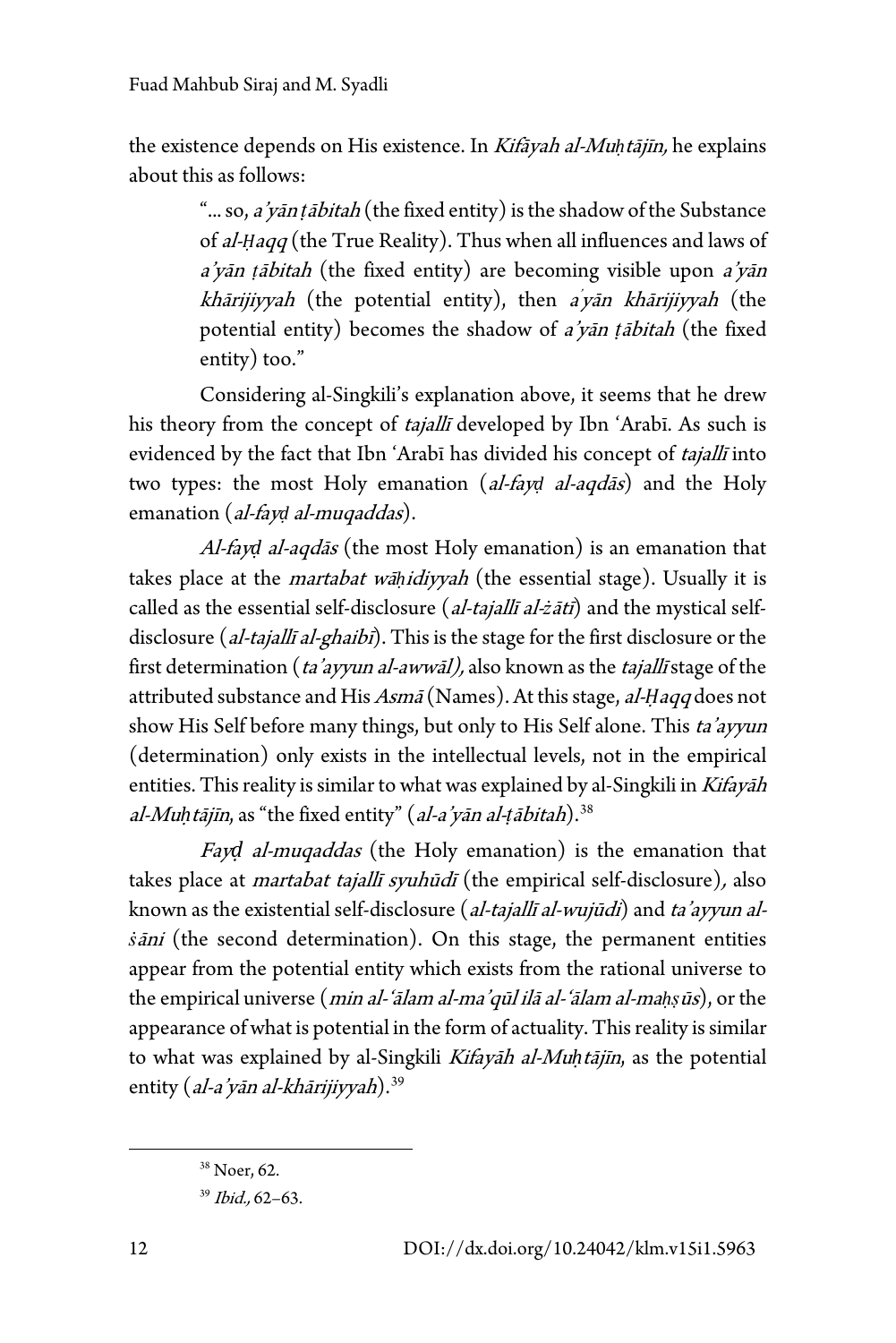the existence depends on His existence. In *Kifâyah al-Muḥtâjīn,* he explains about this as follows:

> "... so, *a'yān ṭābitah* (the fixed entity) is the shadow of the Substance of *al-Ḥaqq* (the True Reality). Thus when all influences and laws of *a'yān ṭābitah* (the fixed entity) are becoming visible upon *a'yān khārijiyyah* (the potential entity), then *a'yān khārijiyyah* (the potential entity) becomes the shadow of *a'yān ṭābitah* (the fixed entity) too."

Considering al-Singkili's explanation above, it seems that he drew his theory from the concept of *tajallī* developed by Ibn 'Arabī. As such is evidenced by the fact that Ibn 'Arabī has divided his concept of *tajallī* into two types: the most Holy emanation (*al-fayḍ al-aqdās*) and the Holy emanation (*al-fayḍ al-muqaddas*).

*Al-fayḍ al-aqdās* (the most Holy emanation) is an emanation that takes place at the *martabat wāḥidiyyah* (the essential stage). Usually it is called as the essential self-disclosure (*al-tajallī al-żātī*) and the mystical self-disclosure (*al-tajallī al-ghaibī*). This is the stage for the first disclosure or the first determination (*ta'ayyun al-awwāl),* also known as the *tajallī* stage of the attributed substance and His *Asmā* (Names). At this stage, *al-Ḥaqq* does not show His Self before many things, but only to His Self alone. This *ta'ayyun* (determination) only exists in the intellectual levels, not in the empirical entities. This reality is similar to what was explained by al-Singkili in *Kifayāh al-Muḥtājīn*, as "the fixed entity" (*al-a'yān al-ṭābitah*).[38]

*Fayḍ al-muqaddas* (the Holy emanation) is the emanation that takes place at *martabat tajallī syuhūdī* (the empirical self-disclosure), also known as the existential self-disclosure (*al-tajallī al-wujūdī*) and *ta'ayyun al-ṡānī* (the second determination). On this stage, the permanent entities appear from the potential entity which exists from the rational universe to the empirical universe (*min al-'ālam al-ma'qūl ilā al-'ālam al-maḥṣūs*), or the appearance of what is potential in the form of actuality. This reality is similar to what was explained by al-Singkili *Kifayāh al-Muḥtājīn*, as the potential entity (*al-a'yān al-khārijiyyah*).[39]

---

[38] Noer, 62.

[39] *Ibid.,* 62–63.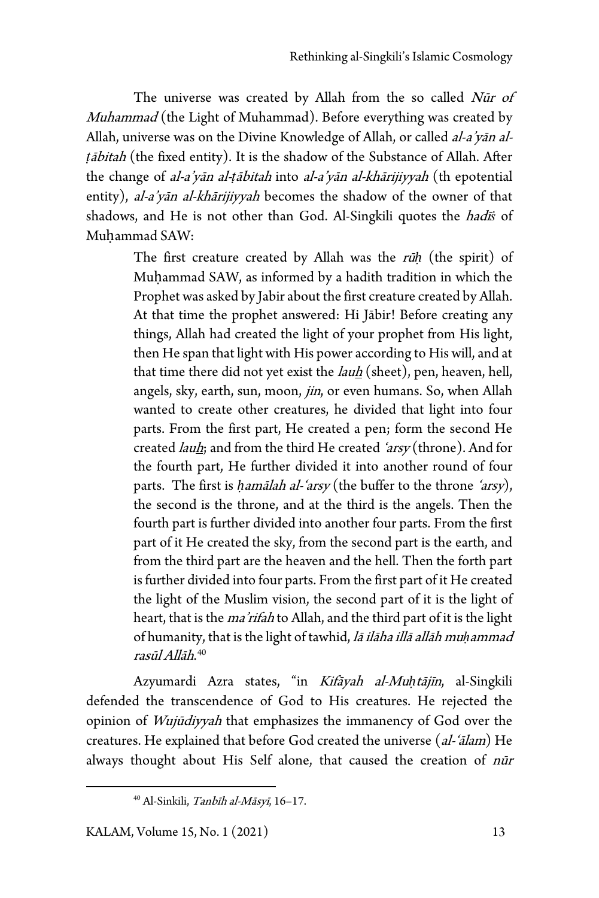The universe was created by Allah from the so called *Nūr of Muhammad* (the Light of Muhammad). Before everything was created by Allah, universe was on the Divine Knowledge of Allah, or called *al-a'yān al-ṭābitah* (the fixed entity). It is the shadow of the Substance of Allah. After the change of *al-a'yān al-ṭābitah* into *al-a'yān al-khārijiyyah* (th epotential entity), *al-a'yān al-khārijiyyah* becomes the shadow of the owner of that shadows, and He is not other than God. Al-Singkili quotes the *hadīs* of Muḥammad SAW:

> The first creature created by Allah was the *rūḥ* (the spirit) of Muḥammad SAW, as informed by a hadith tradition in which the Prophet was asked by Jabir about the first creature created by Allah. At that time the prophet answered: Hi Jābir! Before creating any things, Allah had created the light of your prophet from His light, then He span that light with His power according to His will, and at that time there did not yet exist the *lauẖ* (sheet), pen, heaven, hell, angels, sky, earth, sun, moon, *jin*, or even humans. So, when Allah wanted to create other creatures, he divided that light into four parts. From the first part, He created a pen; form the second He created *lauẖ*; and from the third He created *'arsy* (throne). And for the fourth part, He further divided it into another round of four parts. The first is *ḥamālah al-'arsy* (the buffer to the throne *'arsy*), the second is the throne, and at the third is the angels. Then the fourth part is further divided into another four parts. From the first part of it He created the sky, from the second part is the earth, and from the third part are the heaven and the hell. Then the forth part is further divided into four parts. From the first part of it He created the light of the Muslim vision, the second part of it is the light of heart, that is the *ma'rifah* to Allah, and the third part of it is the light of humanity, that is the light of tawhid, *lā ilāha illā allāh muḥammad rasūl Allāh*.[40]

Azyumardi Azra states, "in *Kifāyah al-Muḥtājīn*, al-Singkili defended the transcendence of God to His creatures. He rejected the opinion of *Wujūdiyyah* that emphasizes the immanency of God over the creatures. He explained that before God created the universe (*al-'ālam*) He always thought about His Self alone, that caused the creation of *nūr*

---

[40] Al-Sinkili, *Tanbīh al-Māsyī*, 16–17.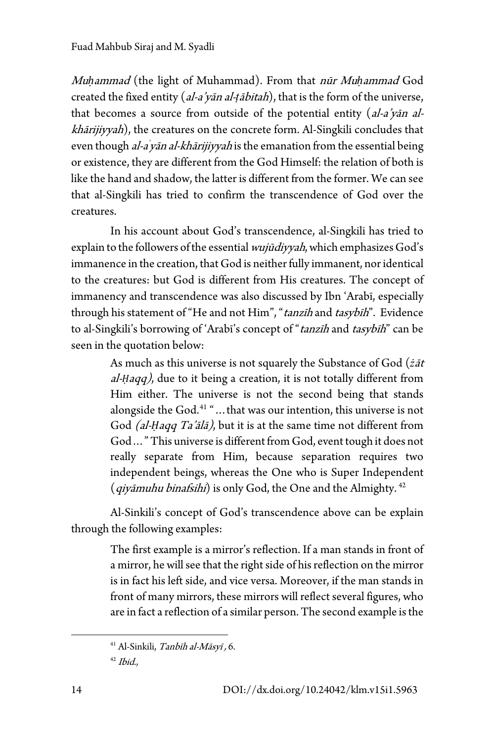*Muḥammad* (the light of Muhammad). From that *nūr Muḥammad* God created the fixed entity (*al-a'yān al-ṭābitah*), that is the form of the universe, that becomes a source from outside of the potential entity (*al-a'yān al-khārijiyyah*), the creatures on the concrete form. Al-Singkili concludes that even though *al-a'yān al-khārijiyyah* is the emanation from the essential being or existence, they are different from the God Himself: the relation of both is like the hand and shadow, the latter is different from the former. We can see that al-Singkili has tried to confirm the transcendence of God over the creatures.

In his account about God's transcendence, al-Singkili has tried to explain to the followers of the essential *wujūdiyyah*, which emphasizes God's immanence in the creation, that God is neither fully immanent, nor identical to the creatures: but God is different from His creatures. The concept of immanency and transcendence was also discussed by Ibn 'Arabī, especially through his statement of "He and not Him", "*tanzīh* and *tasybīh*". Evidence to al-Singkili's borrowing of 'Arabī's concept of "*tanzīh* and *tasybīh*" can be seen in the quotation below:

> As much as this universe is not squarely the Substance of God (*żāt al-Ḥaqq)*, due to it being a creation, it is not totally different from Him either. The universe is not the second being that stands alongside the God.[41] "…that was our intention, this universe is not God *(al-Ḥaqq Ta'ālā)*, but it is at the same time not different from God…" This universe is different from God, event tough it does not really separate from Him, because separation requires two independent beings, whereas the One who is Super Independent (*qiyāmuhu binafsihi*) is only God, the One and the Almighty. [42]

Al-Sinkili's concept of God's transcendence above can be explain through the following examples:

> The first example is a mirror's reflection. If a man stands in front of a mirror, he will see that the right side of his reflection on the mirror is in fact his left side, and vice versa. Moreover, if the man stands in front of many mirrors, these mirrors will reflect several figures, who are in fact a reflection of a similar person. The second example is the

[41] Al-Sinkili, *Tanbīh al-Māsyī*, 6.

[42] *Ibid.*,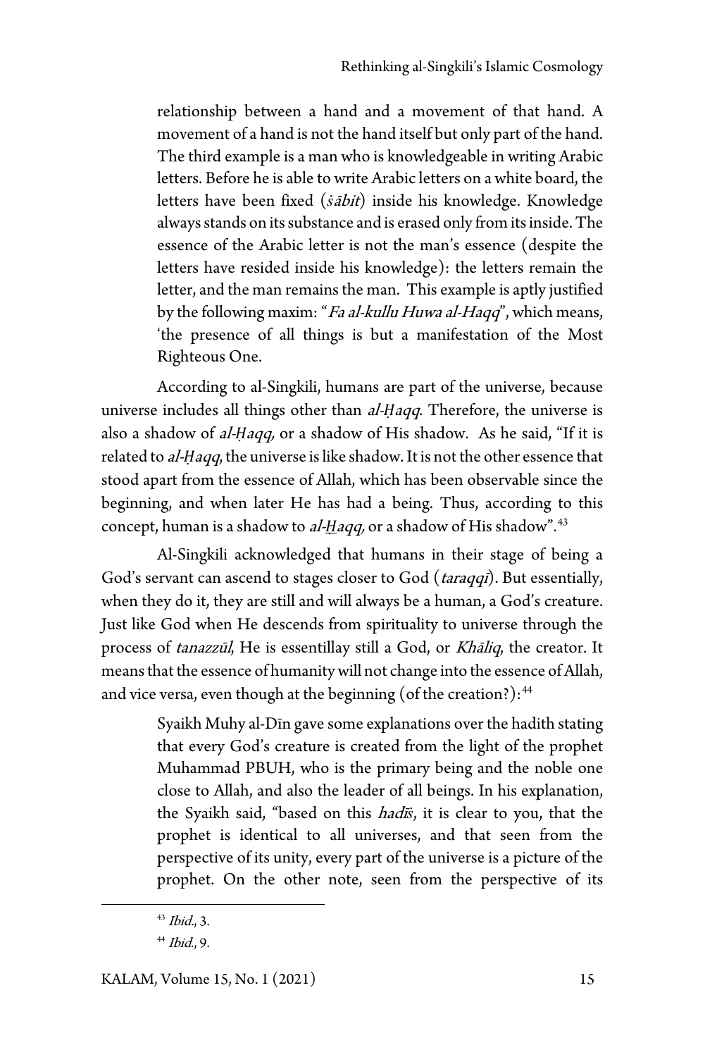> relationship between a hand and a movement of that hand. A movement of a hand is not the hand itself but only part of the hand. The third example is a man who is knowledgeable in writing Arabic letters. Before he is able to write Arabic letters on a white board, the letters have been fixed (*ṡābit*) inside his knowledge. Knowledge always stands on its substance and is erased only from its inside. The essence of the Arabic letter is not the man's essence (despite the letters have resided inside his knowledge): the letters remain the letter, and the man remains the man. This example is aptly justified by the following maxim: "*Fa al-kullu Huwa al-Haqq*", which means, 'the presence of all things is but a manifestation of the Most Righteous One.

According to al-Singkili, humans are part of the universe, because universe includes all things other than *al-Ḥaqq*. Therefore, the universe is also a shadow of *al-Ḥaqq,* or a shadow of His shadow. As he said, "If it is related to *al-Ḥaqq*, the universe is like shadow. It is not the other essence that stood apart from the essence of Allah, which has been observable since the beginning, and when later He has had a being. Thus, according to this concept, human is a shadow to *al-Ḫaqq,* or a shadow of His shadow".[43]

Al-Singkili acknowledged that humans in their stage of being a God's servant can ascend to stages closer to God (*taraqqī*). But essentially, when they do it, they are still and will always be a human, a God's creature. Just like God when He descends from spirituality to universe through the process of *tanazzūl*, He is essentillay still a God, or *Khāliq*, the creator. It means that the essence of humanity will not change into the essence of Allah, and vice versa, even though at the beginning (of the creation?):[44]

> Syaikh Muhy al-Dīn gave some explanations over the hadith stating that every God's creature is created from the light of the prophet Muhammad PBUH, who is the primary being and the noble one close to Allah, and also the leader of all beings. In his explanation, the Syaikh said, "based on this *hadīṡ*, it is clear to you, that the prophet is identical to all universes, and that seen from the perspective of its unity, every part of the universe is a picture of the prophet. On the other note, seen from the perspective of its

[43] *Ibid.,* 3.

[44] *Ibid.,* 9.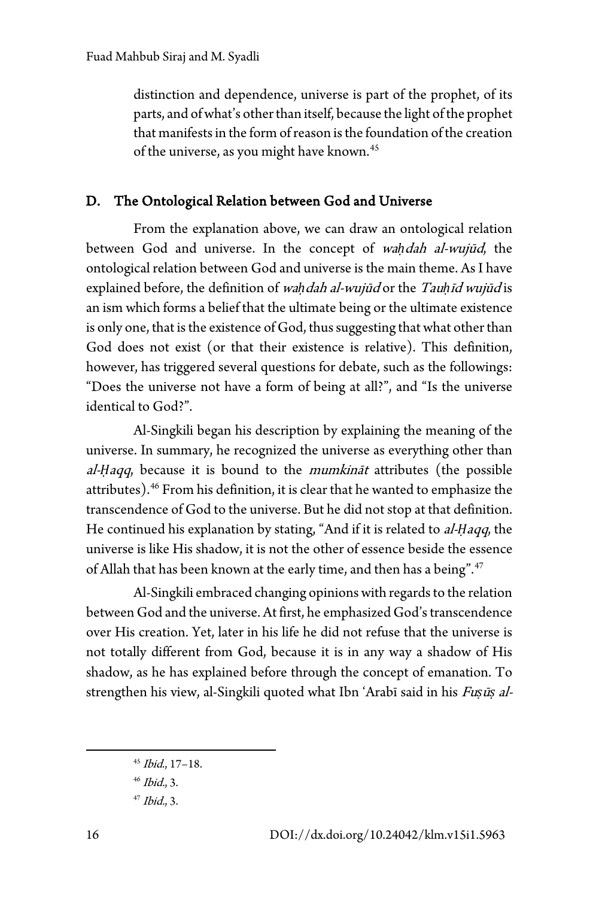distinction and dependence, universe is part of the prophet, of its parts, and of what's other than itself, because the light of the prophet that manifests in the form of reason is the foundation of the creation of the universe, as you might have known.[45]

## D. The Ontological Relation between God and Universe

From the explanation above, we can draw an ontological relation between God and universe. In the concept of *waḥdah al-wujūd*, the ontological relation between God and universe is the main theme. As I have explained before, the definition of *waḥdah al-wujūd* or the *Tauḥīd wujūd* is an ism which forms a belief that the ultimate being or the ultimate existence is only one, that is the existence of God, thus suggesting that what other than God does not exist (or that their existence is relative). This definition, however, has triggered several questions for debate, such as the followings: "Does the universe not have a form of being at all?", and "Is the universe identical to God?".

Al-Singkili began his description by explaining the meaning of the universe. In summary, he recognized the universe as everything other than *al-Ḥaqq*, because it is bound to the *mumkināt* attributes (the possible attributes).[46] From his definition, it is clear that he wanted to emphasize the transcendence of God to the universe. But he did not stop at that definition. He continued his explanation by stating, "And if it is related to *al-Ḥaqq*, the universe is like His shadow, it is not the other of essence beside the essence of Allah that has been known at the early time, and then has a being".[47]

Al-Singkili embraced changing opinions with regards to the relation between God and the universe. At first, he emphasized God's transcendence over His creation. Yet, later in his life he did not refuse that the universe is not totally different from God, because it is in any way a shadow of His shadow, as he has explained before through the concept of emanation. To strengthen his view, al-Singkili quoted what Ibn 'Arabī said in his *Fuṣūṣ al-*

---

[45] *Ibid.*, 17–18.

[46] *Ibid.*, 3.

[47] *Ibid.*, 3.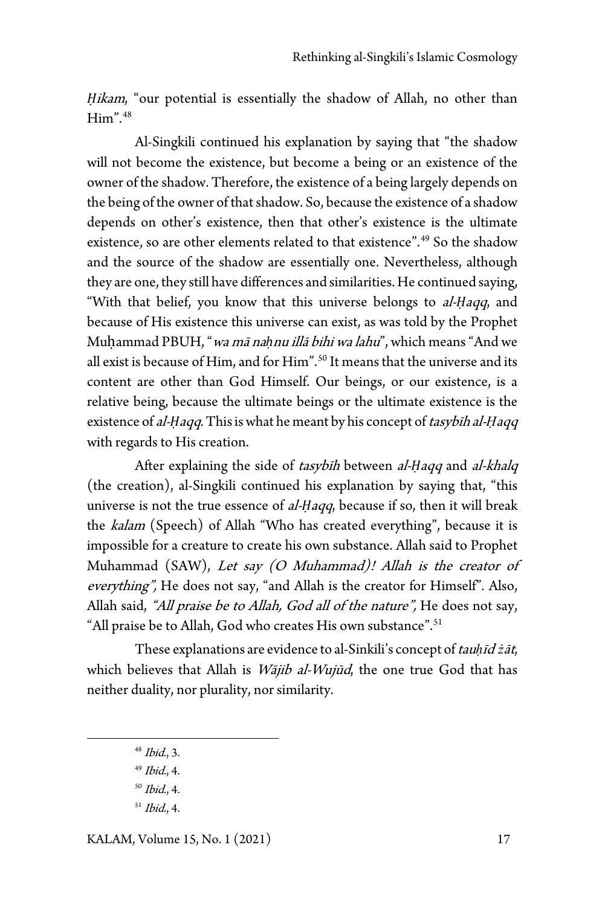*Ḥikam*, "our potential is essentially the shadow of Allah, no other than Him".[48]

Al-Singkili continued his explanation by saying that "the shadow will not become the existence, but become a being or an existence of the owner of the shadow. Therefore, the existence of a being largely depends on the being of the owner of that shadow. So, because the existence of a shadow depends on other's existence, then that other's existence is the ultimate existence, so are other elements related to that existence".[49] So the shadow and the source of the shadow are essentially one. Nevertheless, although they are one, they still have differences and similarities. He continued saying, "With that belief, you know that this universe belongs to *al-Ḥaqq*, and because of His existence this universe can exist, as was told by the Prophet Muḥammad PBUH, "*wa mā naḥnu illā bihi wa lahu*", which means "And we all exist is because of Him, and for Him".[50] It means that the universe and its content are other than God Himself. Our beings, or our existence, is a relative being, because the ultimate beings or the ultimate existence is the existence of *al-Ḥaqq*. This is what he meant by his concept of *tasybīh al-Ḥaqq* with regards to His creation.

After explaining the side of *tasybīh* between *al-Ḥaqq* and *al-khalq* (the creation), al-Singkili continued his explanation by saying that, "this universe is not the true essence of *al-Ḥaqq*, because if so, then it will break the *kalam* (Speech) of Allah "Who has created everything", because it is impossible for a creature to create his own substance. Allah said to Prophet Muhammad (SAW), *Let say (O Muhammad)! Allah is the creator of everything",* He does not say, "and Allah is the creator for Himself". Also, Allah said, *"All praise be to Allah, God all of the nature",* He does not say, "All praise be to Allah, God who creates His own substance".[51]

These explanations are evidence to al-Sinkili's concept of *tauḥīd żāt*, which believes that Allah is *Wājib al-Wujūd*, the one true God that has neither duality, nor plurality, nor similarity.

---

[48] *Ibid.*, 3.

[49] *Ibid.*, 4.

[50] *Ibid.*, 4.

[51] *Ibid.*, 4.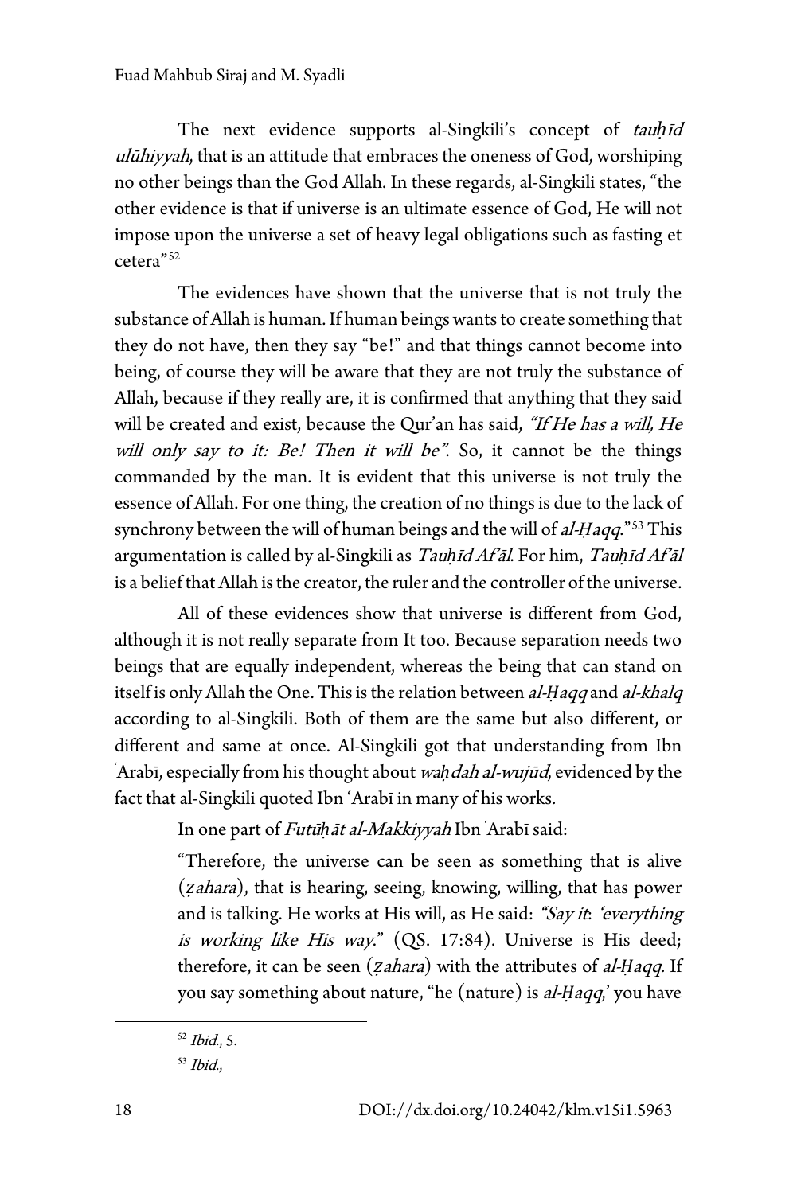The next evidence supports al-Singkili's concept of *tauḥīd ulūhiyyah*, that is an attitude that embraces the oneness of God, worshiping no other beings than the God Allah. In these regards, al-Singkili states, "the other evidence is that if universe is an ultimate essence of God, He will not impose upon the universe a set of heavy legal obligations such as fasting et cetera"[52]

The evidences have shown that the universe that is not truly the substance of Allah is human. If human beings wants to create something that they do not have, then they say "be!" and that things cannot become into being, of course they will be aware that they are not truly the substance of Allah, because if they really are, it is confirmed that anything that they said will be created and exist, because the Qur'an has said, *"If He has a will, He will only say to it: Be! Then it will be"*. So, it cannot be the things commanded by the man. It is evident that this universe is not truly the essence of Allah. For one thing, the creation of no things is due to the lack of synchrony between the will of human beings and the will of *al-Ḥaqq*."[53] This argumentation is called by al-Singkili as *Tauḥīd Af'āl*. For him, *Tauḥīd Af'āl* is a belief that Allah is the creator, the ruler and the controller of the universe.

All of these evidences show that universe is different from God, although it is not really separate from It too. Because separation needs two beings that are equally independent, whereas the being that can stand on itself is only Allah the One. This is the relation between *al-Ḥaqq* and *al-khalq* according to al-Singkili. Both of them are the same but also different, or different and same at once. Al-Singkili got that understanding from Ibn ʿArabī, especially from his thought about *waḥdah al-wujūd*, evidenced by the fact that al-Singkili quoted Ibn 'Arabī in many of his works.

In one part of *Futūḥāt al-Makkiyyah* Ibn ʿArabī said:

> "Therefore, the universe can be seen as something that is alive (*ẓahara*), that is hearing, seeing, knowing, willing, that has power and is talking. He works at His will, as He said: *"Say it: 'everything is working like His way."* (QS. 17:84). Universe is His deed; therefore, it can be seen (*ẓahara*) with the attributes of *al-Ḥaqq*. If you say something about nature, "he (nature) is *al-Ḥaqq*,' you have

[52] *Ibid.*, 5.

[53] *Ibid.*,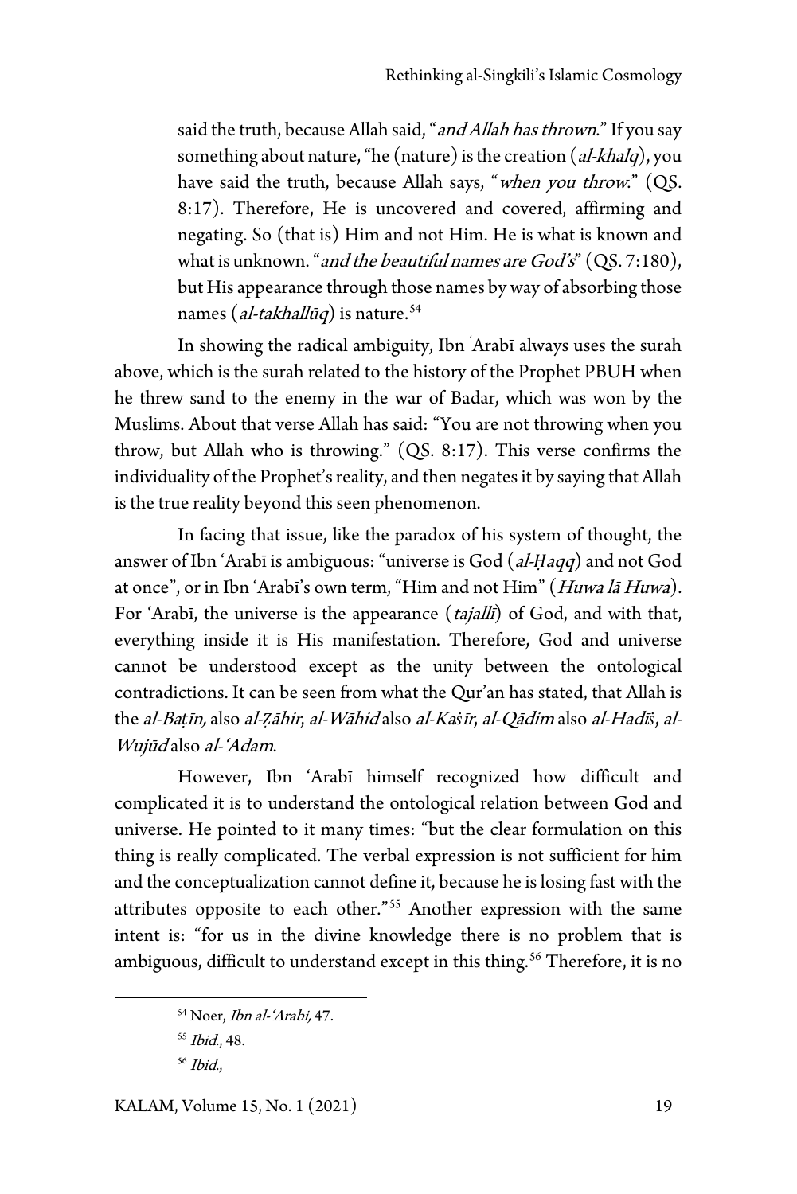said the truth, because Allah said, "*and Allah has thrown*." If you say something about nature, "he (nature) is the creation (*al-khalq*), you have said the truth, because Allah says, "*when you throw*." (QS. 8:17). Therefore, He is uncovered and covered, affirming and negating. So (that is) Him and not Him. He is what is known and what is unknown. "*and the beautiful names are God's*" (QS. 7:180), but His appearance through those names by way of absorbing those names (*al-takhallūq*) is nature.[54]

In showing the radical ambiguity, Ibn ʿArabī always uses the surah above, which is the surah related to the history of the Prophet PBUH when he threw sand to the enemy in the war of Badar, which was won by the Muslims. About that verse Allah has said: "You are not throwing when you throw, but Allah who is throwing." (QS. 8:17). This verse confirms the individuality of the Prophet's reality, and then negates it by saying that Allah is the true reality beyond this seen phenomenon.

In facing that issue, like the paradox of his system of thought, the answer of Ibn ʿArabī is ambiguous: "universe is God (*al-Ḥaqq*) and not God at once", or in Ibn ʿArabī's own term, "Him and not Him" (*Huwa lā Huwa*). For ʿArabī, the universe is the appearance (*tajallī*) of God, and with that, everything inside it is His manifestation. Therefore, God and universe cannot be understood except as the unity between the ontological contradictions. It can be seen from what the Qur'an has stated, that Allah is the *al-Baṭīn,* also *al-Ẓāhir*, *al-Wāhid* also *al-Kas̈īr*, *al-Qādim* also *al-Hadīs̈*, *al-Wujūd* also *al-ʿAdam*.

However, Ibn ʿArabī himself recognized how difficult and complicated it is to understand the ontological relation between God and universe. He pointed to it many times: "but the clear formulation on this thing is really complicated. The verbal expression is not sufficient for him and the conceptualization cannot define it, because he is losing fast with the attributes opposite to each other."[55] Another expression with the same intent is: "for us in the divine knowledge there is no problem that is ambiguous, difficult to understand except in this thing.[56] Therefore, it is no

[54] Noer, *Ibn al-ʿArabi,* 47.

[55] *Ibid.,* 48.

[56] *Ibid.,*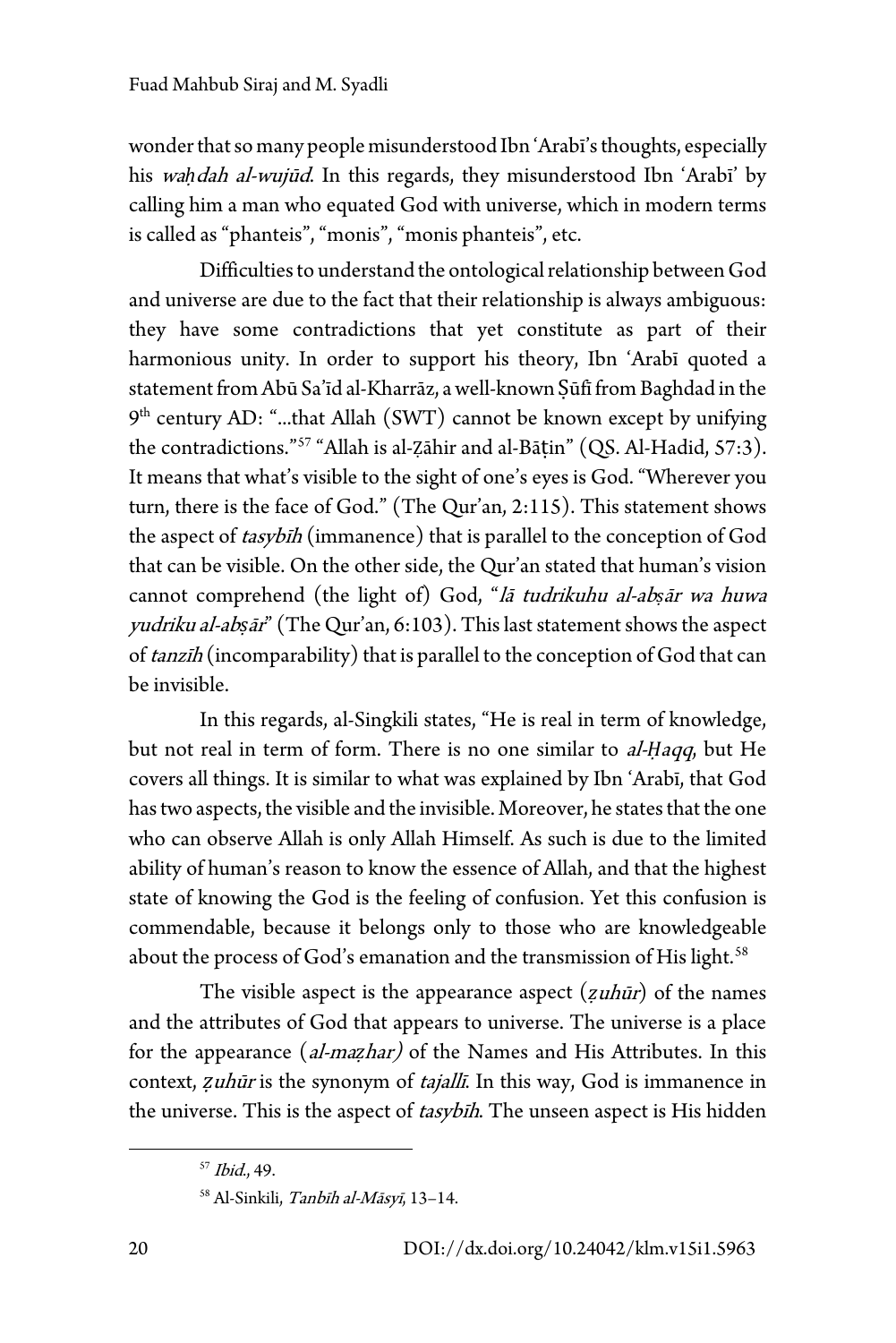wonder that so many people misunderstood Ibn 'Arabī's thoughts, especially his *waḥdah al-wujūd*. In this regards, they misunderstood Ibn 'Arabī' by calling him a man who equated God with universe, which in modern terms is called as "phanteis", "monis", "monis phanteis", etc.

Difficulties to understand the ontological relationship between God and universe are due to the fact that their relationship is always ambiguous: they have some contradictions that yet constitute as part of their harmonious unity. In order to support his theory, Ibn 'Arabī quoted a statement from Abū Sa'īd al-Kharrāz, a well-known Ṣūfī from Baghdad in the 9th century AD: "...that Allah (SWT) cannot be known except by unifying the contradictions."[57] "Allah is al-Ẓāhir and al-Bāṭin" (QS. Al-Hadid, 57:3). It means that what's visible to the sight of one's eyes is God. "Wherever you turn, there is the face of God." (The Qur'an, 2:115). This statement shows the aspect of *tasybīh* (immanence) that is parallel to the conception of God that can be visible. On the other side, the Qur'an stated that human's vision cannot comprehend (the light of) God, "*lā tudrikuhu al-abṣār wa huwa yudriku al-abṣār*" (The Qur'an, 6:103). This last statement shows the aspect of *tanzīh* (incomparability) that is parallel to the conception of God that can be invisible.

In this regards, al-Singkili states, "He is real in term of knowledge, but not real in term of form. There is no one similar to *al-Ḥaqq*, but He covers all things. It is similar to what was explained by Ibn 'Arabī, that God has two aspects, the visible and the invisible. Moreover, he states that the one who can observe Allah is only Allah Himself. As such is due to the limited ability of human's reason to know the essence of Allah, and that the highest state of knowing the God is the feeling of confusion. Yet this confusion is commendable, because it belongs only to those who are knowledgeable about the process of God's emanation and the transmission of His light.[58]

The visible aspect is the appearance aspect (*ẓuhūr*) of the names and the attributes of God that appears to universe. The universe is a place for the appearance (*al-maẓhar)* of the Names and His Attributes. In this context, *ẓuhūr* is the synonym of *tajallī*. In this way, God is immanence in the universe. This is the aspect of *tasybīh*. The unseen aspect is His hidden

[57] *Ibid.*, 49.

[58] Al-Sinkili, *Tanbīh al-Māsyī*, 13–14.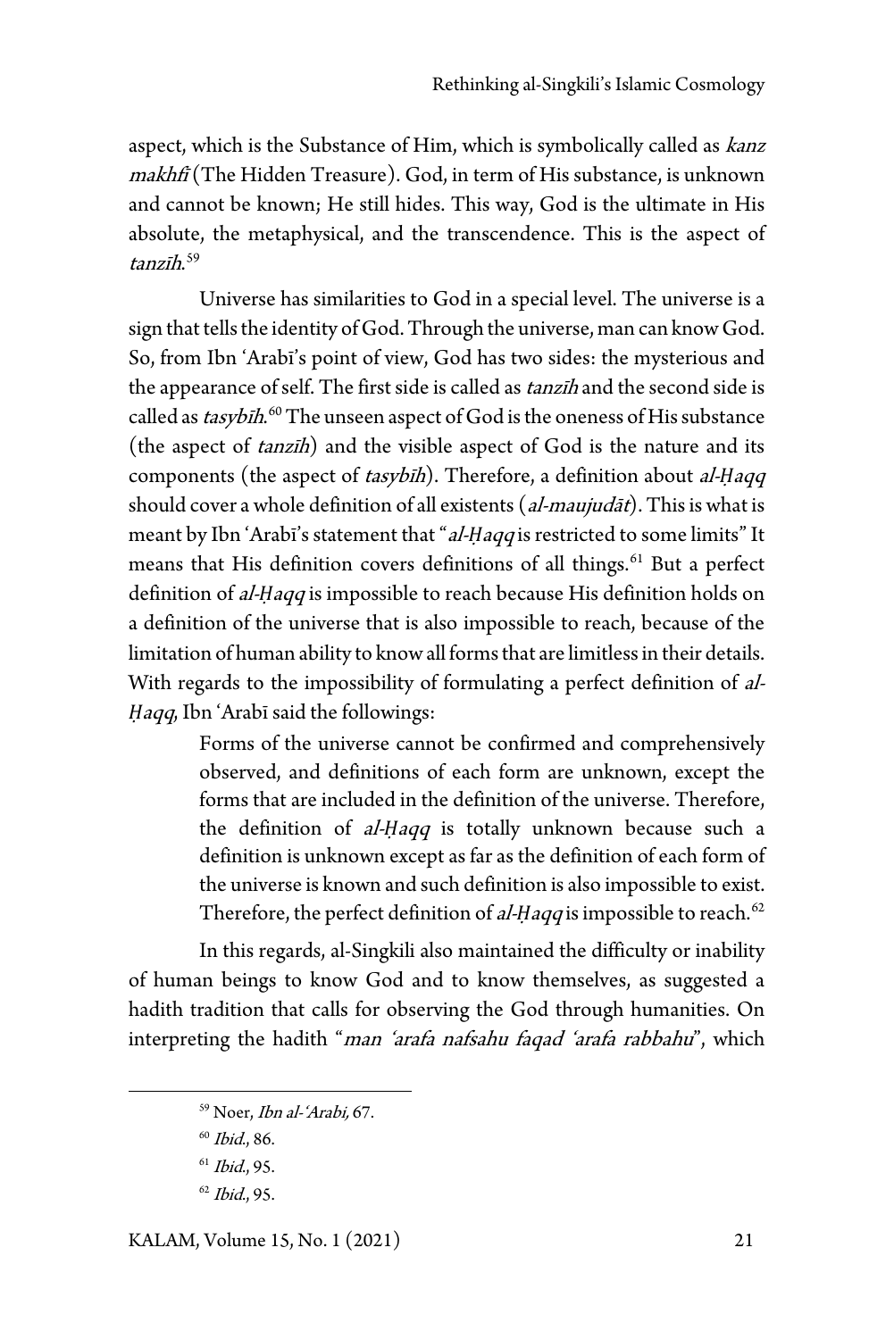aspect, which is the Substance of Him, which is symbolically called as *kanz makhfī* (The Hidden Treasure). God, in term of His substance, is unknown and cannot be known; He still hides. This way, God is the ultimate in His absolute, the metaphysical, and the transcendence. This is the aspect of *tanzīh*.[59]

Universe has similarities to God in a special level. The universe is a sign that tells the identity of God. Through the universe, man can know God. So, from Ibn 'Arabī's point of view, God has two sides: the mysterious and the appearance of self. The first side is called as *tanzīh* and the second side is called as *tasybīh*.[60] The unseen aspect of God is the oneness of His substance (the aspect of *tanzīh*) and the visible aspect of God is the nature and its components (the aspect of *tasybīh*). Therefore, a definition about *al-Ḥaqq* should cover a whole definition of all existents (*al-maujudāt*). This is what is meant by Ibn 'Arabī's statement that "*al-Ḥaqq* is restricted to some limits" It means that His definition covers definitions of all things.[61] But a perfect definition of *al-Ḥaqq* is impossible to reach because His definition holds on a definition of the universe that is also impossible to reach, because of the limitation of human ability to know all forms that are limitless in their details. With regards to the impossibility of formulating a perfect definition of *al-Ḥaqq*, Ibn 'Arabī said the followings:

> Forms of the universe cannot be confirmed and comprehensively observed, and definitions of each form are unknown, except the forms that are included in the definition of the universe. Therefore, the definition of *al-Ḥaqq* is totally unknown because such a definition is unknown except as far as the definition of each form of the universe is known and such definition is also impossible to exist. Therefore, the perfect definition of *al-Ḥaqq* is impossible to reach.[62]

In this regards, al-Singkili also maintained the difficulty or inability of human beings to know God and to know themselves, as suggested a hadith tradition that calls for observing the God through humanities. On interpreting the hadith "*man 'arafa nafsahu faqad 'arafa rabbahu*", which

---

[59] Noer, *Ibn al-'Arabi,* 67.

[60] *Ibid.,* 86.

[61] *Ibid.,* 95.

[62] *Ibid.,* 95.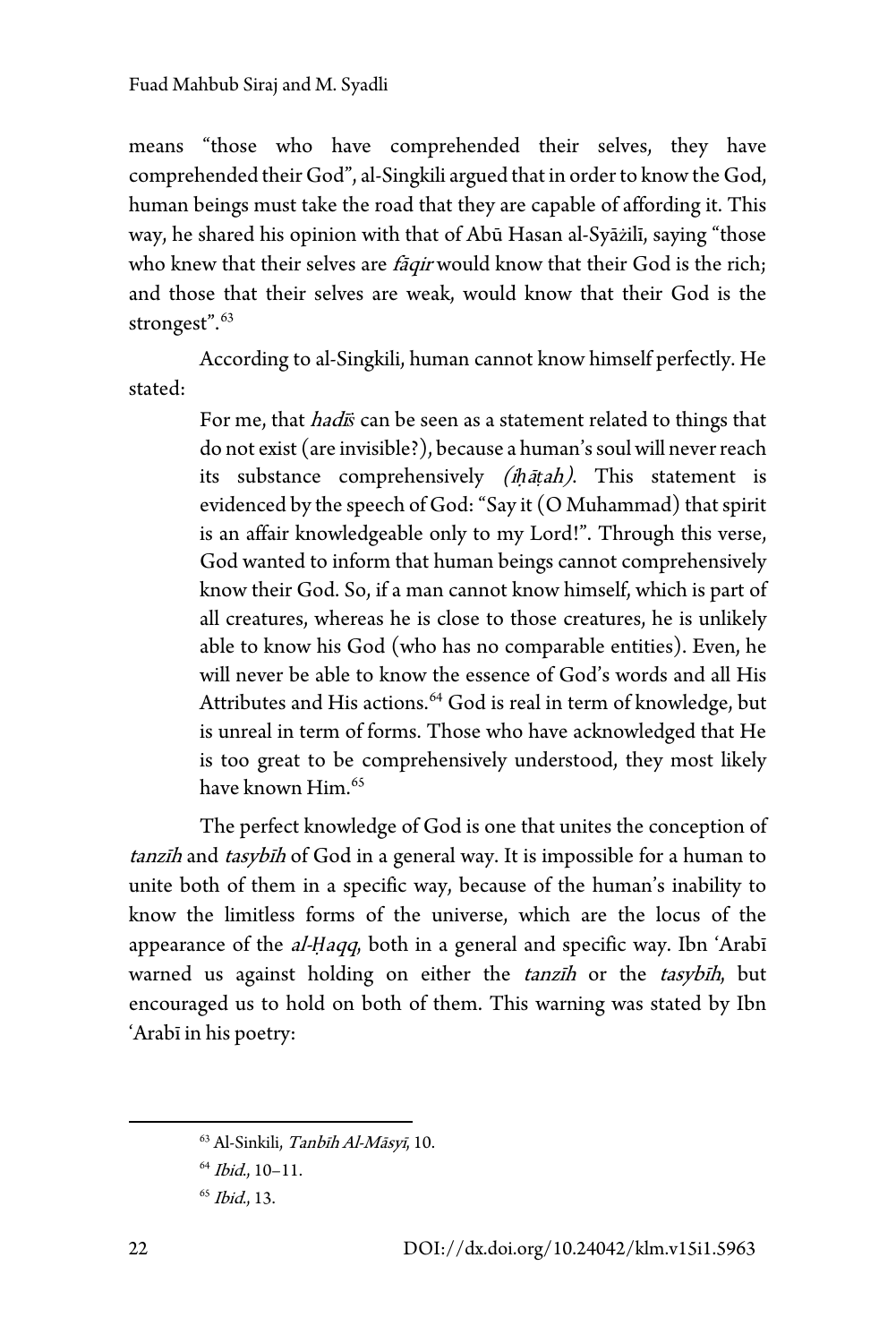means "those who have comprehended their selves, they have comprehended their God", al-Singkili argued that in order to know the God, human beings must take the road that they are capable of affording it. This way, he shared his opinion with that of Abū Hasan al-Syāżilī, saying "those who knew that their selves are *fāqir* would know that their God is the rich; and those that their selves are weak, would know that their God is the strongest".[63]

According to al-Singkili, human cannot know himself perfectly. He stated:

> For me, that *hadīṡ* can be seen as a statement related to things that do not exist (are invisible?), because a human's soul will never reach its substance comprehensively *(iḥāṭah)*. This statement is evidenced by the speech of God: "Say it (O Muhammad) that spirit is an affair knowledgeable only to my Lord!". Through this verse, God wanted to inform that human beings cannot comprehensively know their God. So, if a man cannot know himself, which is part of all creatures, whereas he is close to those creatures, he is unlikely able to know his God (who has no comparable entities). Even, he will never be able to know the essence of God's words and all His Attributes and His actions.[64] God is real in term of knowledge, but is unreal in term of forms. Those who have acknowledged that He is too great to be comprehensively understood, they most likely have known Him.[65]

The perfect knowledge of God is one that unites the conception of *tanzīh* and *tasybīh* of God in a general way. It is impossible for a human to unite both of them in a specific way, because of the human's inability to know the limitless forms of the universe, which are the locus of the appearance of the *al-Ḥaqq*, both in a general and specific way. Ibn 'Arabī warned us against holding on either the *tanzīh* or the *tasybīh*, but encouraged us to hold on both of them. This warning was stated by Ibn 'Arabī in his poetry:

---

[63] Al-Sinkili, *Tanbīh Al-Māsyī*, 10.

[64] *Ibid.*, 10–11.

[65] *Ibid.*, 13.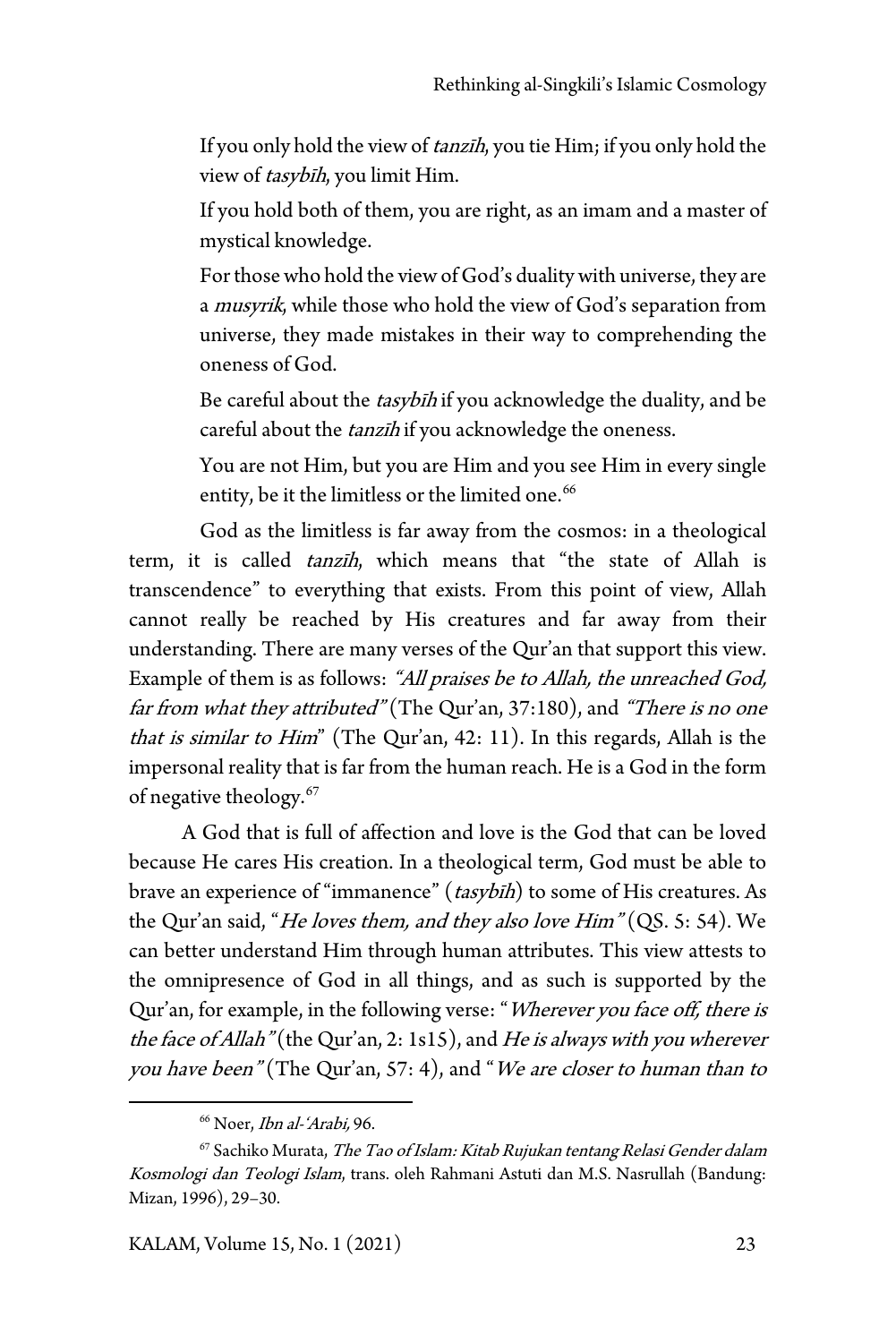> If you only hold the view of *tanzīh*, you tie Him; if you only hold the view of *tasybīh*, you limit Him.
>
> If you hold both of them, you are right, as an imam and a master of mystical knowledge.
>
> For those who hold the view of God's duality with universe, they are a *musyrik*, while those who hold the view of God's separation from universe, they made mistakes in their way to comprehending the oneness of God.
>
> Be careful about the *tasybīh* if you acknowledge the duality, and be careful about the *tanzīh* if you acknowledge the oneness.
>
> You are not Him, but you are Him and you see Him in every single entity, be it the limitless or the limited one.[66]

God as the limitless is far away from the cosmos: in a theological term, it is called *tanzīh*, which means that "the state of Allah is transcendence" to everything that exists. From this point of view, Allah cannot really be reached by His creatures and far away from their understanding. There are many verses of the Qur'an that support this view. Example of them is as follows: *"All praises be to Allah, the unreached God, far from what they attributed"* (The Qur'an, 37:180), and *"There is no one that is similar to Him*" (The Qur'an, 42: 11). In this regards, Allah is the impersonal reality that is far from the human reach. He is a God in the form of negative theology.[67]

A God that is full of affection and love is the God that can be loved because He cares His creation. In a theological term, God must be able to brave an experience of "immanence" (*tasybīh*) to some of His creatures. As the Qur'an said, "*He loves them, and they also love Him"* (QS. 5: 54). We can better understand Him through human attributes. This view attests to the omnipresence of God in all things, and as such is supported by the Qur'an, for example, in the following verse: "*Wherever you face off, there is the face of Allah"* (the Qur'an, 2: 1s15), and *He is always with you wherever you have been"* (The Qur'an, 57: 4), and "*We are closer to human than to*

---

[66] Noer, *Ibn al-'Arabi,* 96.

[67] Sachiko Murata, *The Tao of Islam: Kitab Rujukan tentang Relasi Gender dalam Kosmologi dan Teologi Islam*, trans. oleh Rahmani Astuti dan M.S. Nasrullah (Bandung: Mizan, 1996), 29–30.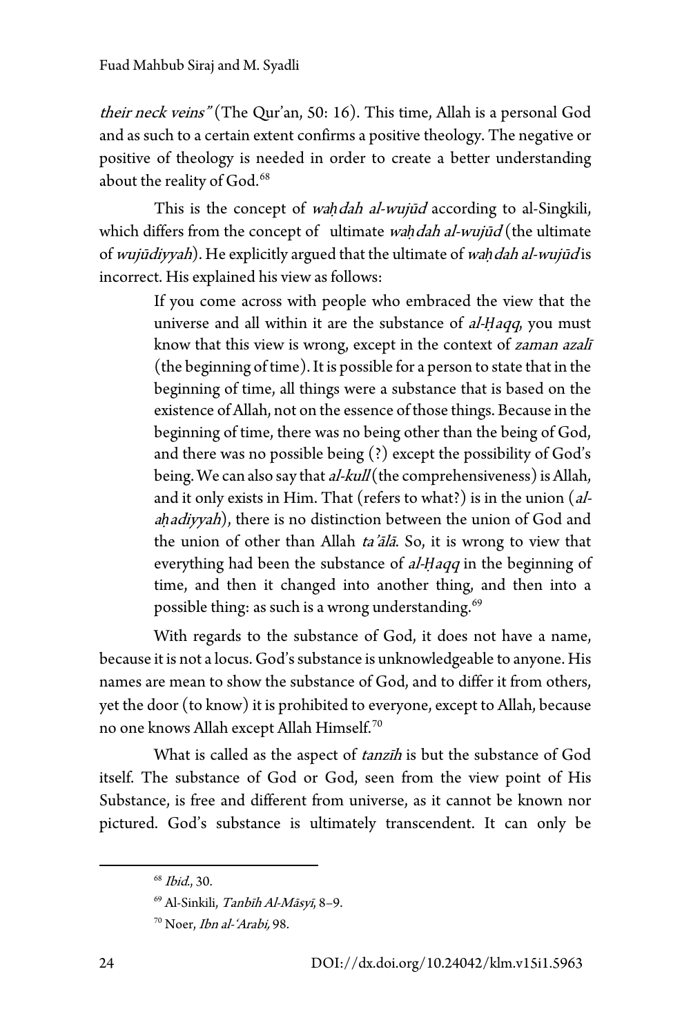*their neck veins"* (The Qur'an, 50: 16). This time, Allah is a personal God and as such to a certain extent confirms a positive theology. The negative or positive of theology is needed in order to create a better understanding about the reality of God.[68]

This is the concept of *waḥdah al-wujūd* according to al-Singkili, which differs from the concept of ultimate *waḥdah al-wujūd* (the ultimate of *wujūdiyyah*). He explicitly argued that the ultimate of *waḥdah al-wujūd* is incorrect. His explained his view as follows:

> If you come across with people who embraced the view that the universe and all within it are the substance of *al-Ḥaqq*, you must know that this view is wrong, except in the context of *zaman azalī* (the beginning of time). It is possible for a person to state that in the beginning of time, all things were a substance that is based on the existence of Allah, not on the essence of those things. Because in the beginning of time, there was no being other than the being of God, and there was no possible being (?) except the possibility of God's being. We can also say that *al-kull* (the comprehensiveness) is Allah, and it only exists in Him. That (refers to what?) is in the union (*al-aḥadiyyah*), there is no distinction between the union of God and the union of other than Allah *ta'ālā*. So, it is wrong to view that everything had been the substance of *al-Ḥaqq* in the beginning of time, and then it changed into another thing, and then into a possible thing: as such is a wrong understanding.[69]

With regards to the substance of God, it does not have a name, because it is not a locus. God's substance is unknowledgeable to anyone. His names are mean to show the substance of God, and to differ it from others, yet the door (to know) it is prohibited to everyone, except to Allah, because no one knows Allah except Allah Himself.[70]

What is called as the aspect of *tanzīh* is but the substance of God itself. The substance of God or God, seen from the view point of His Substance, is free and different from universe, as it cannot be known nor pictured. God's substance is ultimately transcendent. It can only be

---

[68] *Ibid.*, 30.

[69] Al-Sinkili, *Tanbīh Al-Māsyī*, 8–9.

[70] Noer, *Ibn al-'Arabi,* 98.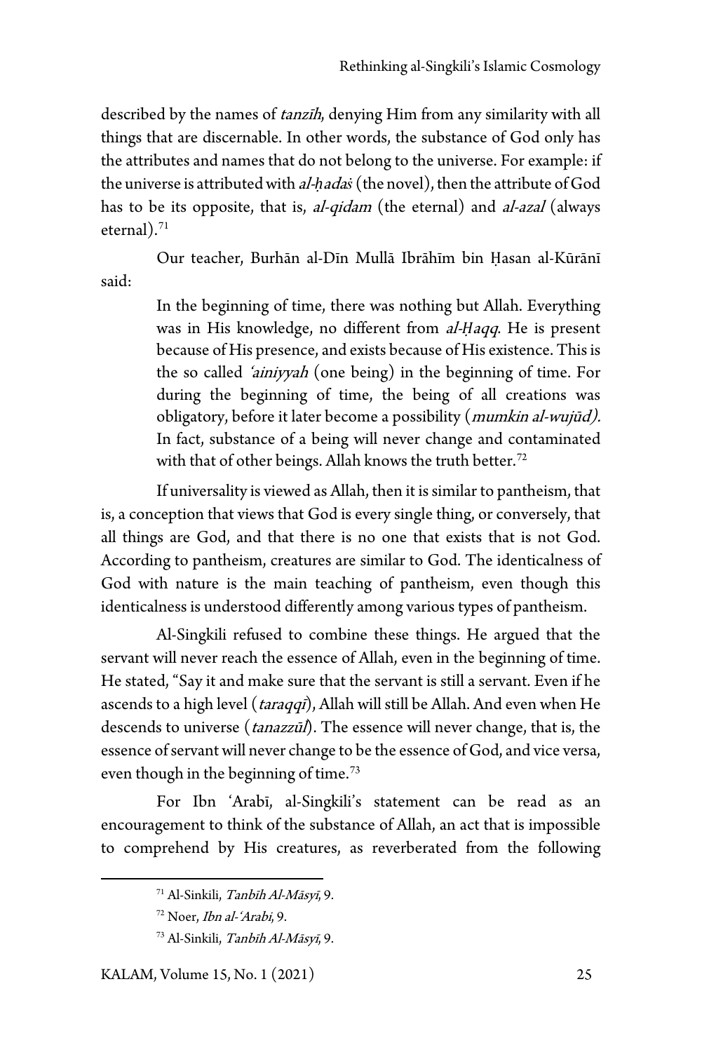described by the names of *tanzīh*, denying Him from any similarity with all things that are discernable. In other words, the substance of God only has the attributes and names that do not belong to the universe. For example: if the universe is attributed with *al-ḥadaṡ* (the novel), then the attribute of God has to be its opposite, that is, *al-qidam* (the eternal) and *al-azal* (always eternal).[71]

Our teacher, Burhān al-Dīn Mullā Ibrāhīm bin Ḥasan al-Kūrānī said:

> In the beginning of time, there was nothing but Allah. Everything was in His knowledge, no different from *al-Ḥaqq*. He is present because of His presence, and exists because of His existence. This is the so called *'ainiyyah* (one being) in the beginning of time. For during the beginning of time, the being of all creations was obligatory, before it later become a possibility (*mumkin al-wujūd).* In fact, substance of a being will never change and contaminated with that of other beings. Allah knows the truth better.[72]

If universality is viewed as Allah, then it is similar to pantheism, that is, a conception that views that God is every single thing, or conversely, that all things are God, and that there is no one that exists that is not God. According to pantheism, creatures are similar to God. The identicalness of God with nature is the main teaching of pantheism, even though this identicalness is understood differently among various types of pantheism.

Al-Singkili refused to combine these things. He argued that the servant will never reach the essence of Allah, even in the beginning of time. He stated, "Say it and make sure that the servant is still a servant. Even if he ascends to a high level (*taraqqī*), Allah will still be Allah. And even when He descends to universe (*tanazzūl*). The essence will never change, that is, the essence of servant will never change to be the essence of God, and vice versa, even though in the beginning of time.[73]

For Ibn 'Arabī, al-Singkili's statement can be read as an encouragement to think of the substance of Allah, an act that is impossible to comprehend by His creatures, as reverberated from the following

---

[71] Al-Sinkili, *Tanbīh Al-Māsyī*, 9.

[72] Noer, *Ibn al-'Arabi*, 9.

[73] Al-Sinkili, *Tanbīh Al-Māsyī*, 9.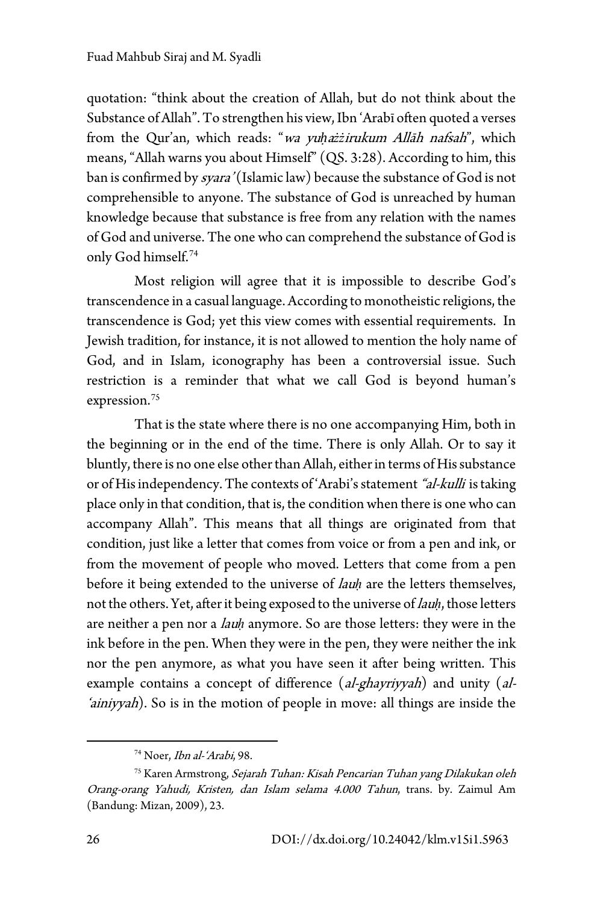quotation: "think about the creation of Allah, but do not think about the Substance of Allah". To strengthen his view, Ibn 'Arabī often quoted a verses from the Qur'an, which reads: "*wa yuḥażżirukum Allāh nafsah*", which means, "Allah warns you about Himself" (QS. 3:28). According to him, this ban is confirmed by *syara'* (Islamic law) because the substance of God is not comprehensible to anyone. The substance of God is unreached by human knowledge because that substance is free from any relation with the names of God and universe. The one who can comprehend the substance of God is only God himself.[74]

Most religion will agree that it is impossible to describe God's transcendence in a casual language. According to monotheistic religions, the transcendence is God; yet this view comes with essential requirements. In Jewish tradition, for instance, it is not allowed to mention the holy name of God, and in Islam, iconography has been a controversial issue. Such restriction is a reminder that what we call God is beyond human's expression.[75]

That is the state where there is no one accompanying Him, both in the beginning or in the end of the time. There is only Allah. Or to say it bluntly, there is no one else other than Allah, either in terms of His substance or of His independency. The contexts of 'Arabi's statement *"al-kulli* is taking place only in that condition, that is, the condition when there is one who can accompany Allah". This means that all things are originated from that condition, just like a letter that comes from voice or from a pen and ink, or from the movement of people who moved. Letters that come from a pen before it being extended to the universe of *lauḥ* are the letters themselves, not the others. Yet, after it being exposed to the universe of *lauḥ*, those letters are neither a pen nor a *lauḥ* anymore. So are those letters: they were in the ink before in the pen. When they were in the pen, they were neither the ink nor the pen anymore, as what you have seen it after being written. This example contains a concept of difference (*al-ghayriyyah*) and unity (*al-'ainiyyah*). So is in the motion of people in move: all things are inside the

---

[74] Noer, *Ibn al-'Arabi*, 98.

[75] Karen Armstrong, *Sejarah Tuhan: Kisah Pencarian Tuhan yang Dilakukan oleh Orang-orang Yahudi, Kristen, dan Islam selama 4.000 Tahun*, trans. by. Zaimul Am (Bandung: Mizan, 2009), 23.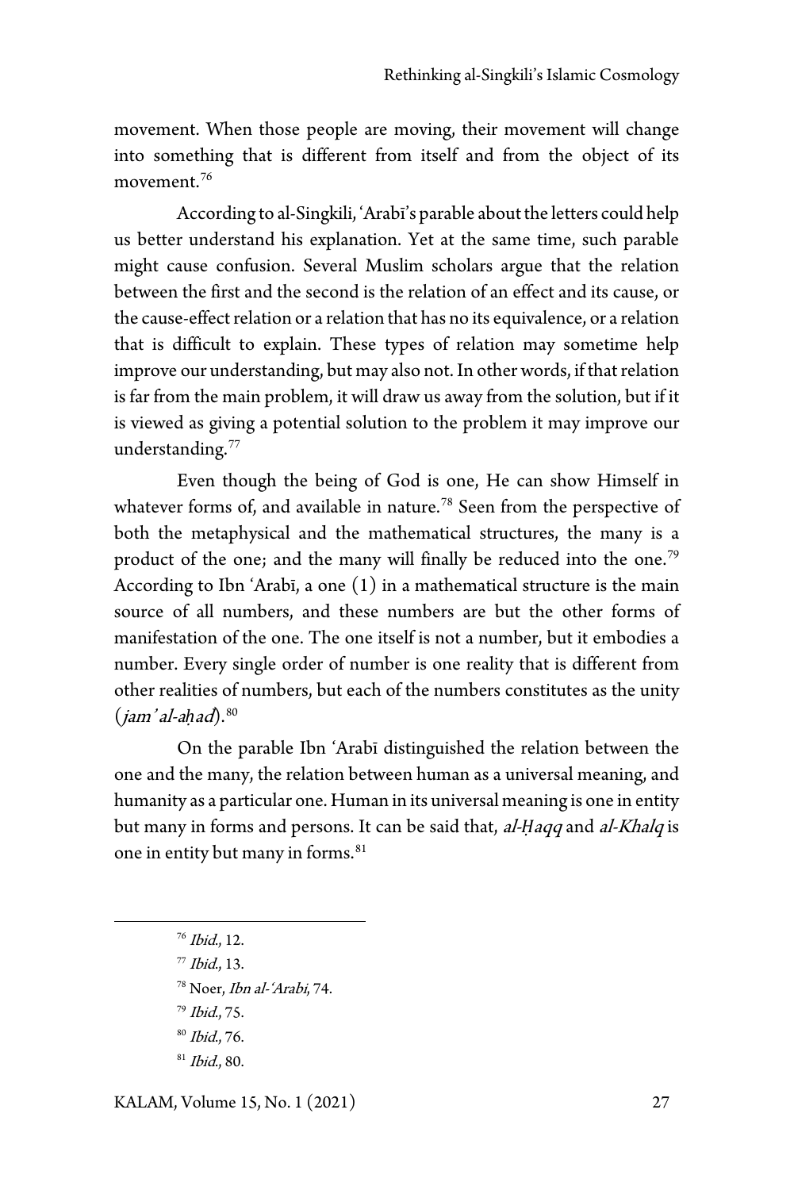movement. When those people are moving, their movement will change into something that is different from itself and from the object of its movement.[76]

According to al-Singkili, 'Arabī's parable about the letters could help us better understand his explanation. Yet at the same time, such parable might cause confusion. Several Muslim scholars argue that the relation between the first and the second is the relation of an effect and its cause, or the cause-effect relation or a relation that has no its equivalence, or a relation that is difficult to explain. These types of relation may sometime help improve our understanding, but may also not. In other words, if that relation is far from the main problem, it will draw us away from the solution, but if it is viewed as giving a potential solution to the problem it may improve our understanding.[77]

Even though the being of God is one, He can show Himself in whatever forms of, and available in nature.[78] Seen from the perspective of both the metaphysical and the mathematical structures, the many is a product of the one; and the many will finally be reduced into the one.[79] According to Ibn 'Arabī, a one (1) in a mathematical structure is the main source of all numbers, and these numbers are but the other forms of manifestation of the one. The one itself is not a number, but it embodies a number. Every single order of number is one reality that is different from other realities of numbers, but each of the numbers constitutes as the unity (*jam' al-aḥad*).[80]

On the parable Ibn 'Arabī distinguished the relation between the one and the many, the relation between human as a universal meaning, and humanity as a particular one. Human in its universal meaning is one in entity but many in forms and persons. It can be said that, *al-Ḥaqq* and *al-Khalq* is one in entity but many in forms.[81]

---

[76] *Ibid.*, 12.

[77] *Ibid.*, 13.

[78] Noer, *Ibn al-'Arabi*, 74.

[79] *Ibid.*, 75.

[80] *Ibid.*, 76.

[81] *Ibid.*, 80.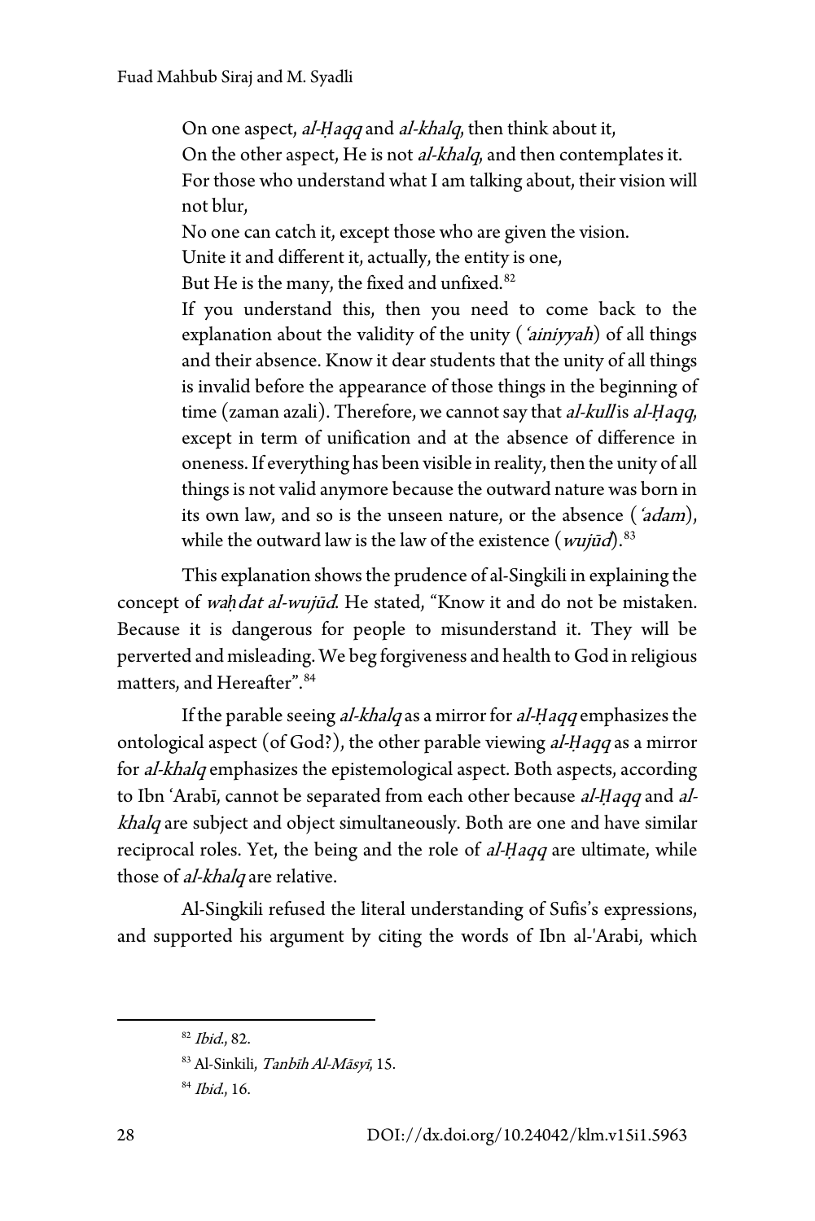On one aspect, *al-Ḥaqq* and *al-khalq*, then think about it,
On the other aspect, He is not *al-khalq*, and then contemplates it.
For those who understand what I am talking about, their vision will not blur,
No one can catch it, except those who are given the vision.
Unite it and different it, actually, the entity is one,
But He is the many, the fixed and unfixed.[82]

> If you understand this, then you need to come back to the explanation about the validity of the unity (*'ainiyyah*) of all things and their absence. Know it dear students that the unity of all things is invalid before the appearance of those things in the beginning of time (zaman azali). Therefore, we cannot say that *al-kull* is *al-Ḥaqq*, except in term of unification and at the absence of difference in oneness. If everything has been visible in reality, then the unity of all things is not valid anymore because the outward nature was born in its own law, and so is the unseen nature, or the absence (*'adam*), while the outward law is the law of the existence (*wujūd*).[83]

This explanation shows the prudence of al-Singkili in explaining the concept of *waḥdat al-wujūd*. He stated, "Know it and do not be mistaken. Because it is dangerous for people to misunderstand it. They will be perverted and misleading. We beg forgiveness and health to God in religious matters, and Hereafter".[84]

If the parable seeing *al-khalq* as a mirror for *al-Ḥaqq* emphasizes the ontological aspect (of God?), the other parable viewing *al-Ḥaqq* as a mirror for *al-khalq* emphasizes the epistemological aspect. Both aspects, according to Ibn 'Arabī, cannot be separated from each other because *al-Ḥaqq* and *al-khalq* are subject and object simultaneously. Both are one and have similar reciprocal roles. Yet, the being and the role of *al-Ḥaqq* are ultimate, while those of *al-khalq* are relative.

Al-Singkili refused the literal understanding of Sufis's expressions, and supported his argument by citing the words of Ibn al-'Arabi, which

---

[82] *Ibid.*, 82.

[83] Al-Sinkili, *Tanbīh Al-Māsyī*, 15.

[84] *Ibid.*, 16.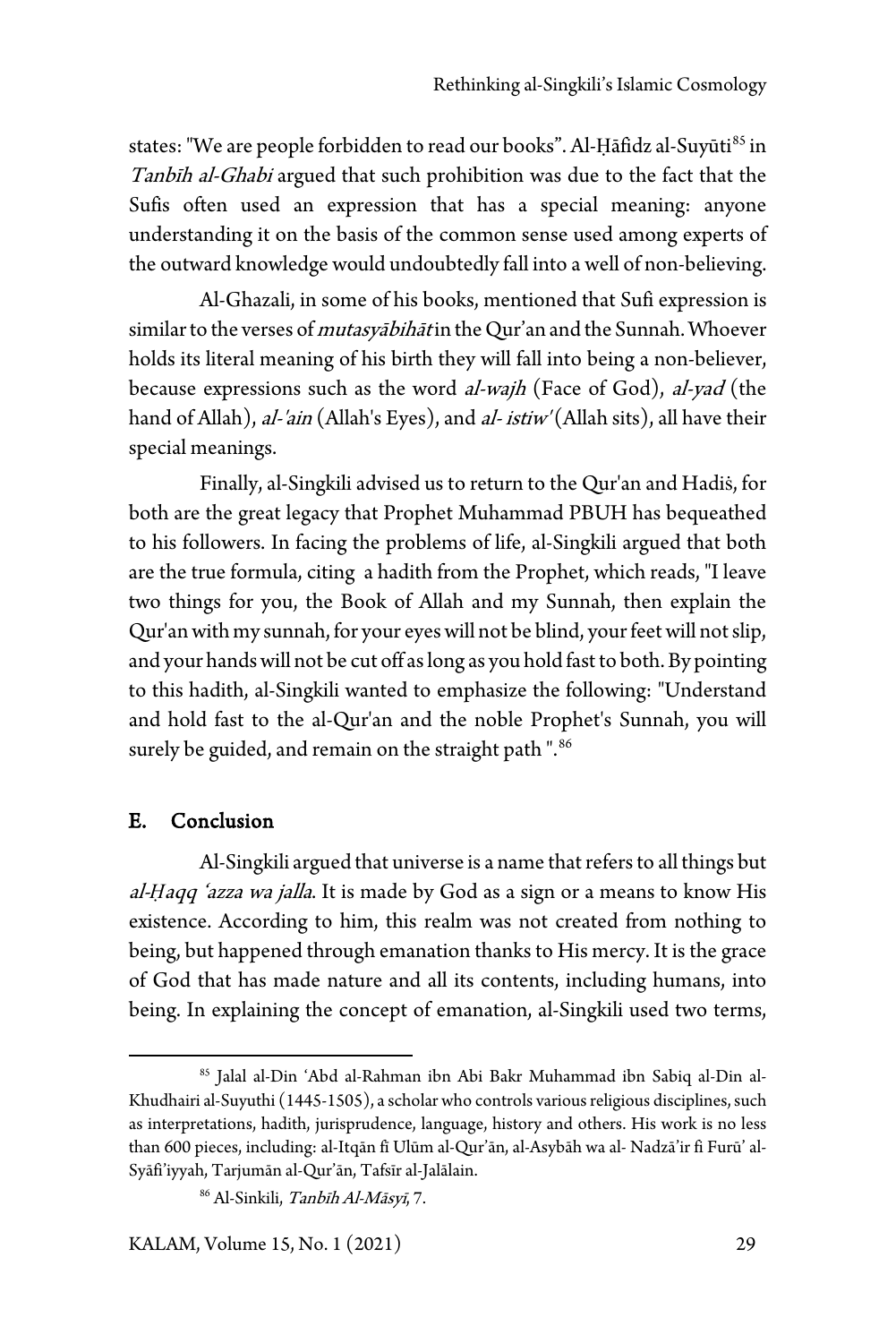states: "We are people forbidden to read our books". Al-Ḥāfidz al-Suyūti[85] in *Tanbīh al-Ghabi* argued that such prohibition was due to the fact that the Sufis often used an expression that has a special meaning: anyone understanding it on the basis of the common sense used among experts of the outward knowledge would undoubtedly fall into a well of non-believing.

Al-Ghazali, in some of his books, mentioned that Sufi expression is similar to the verses of *mutasyābihāt* in the Qur'an and the Sunnah. Whoever holds its literal meaning of his birth they will fall into being a non-believer, because expressions such as the word *al-wajh* (Face of God), *al-yad* (the hand of Allah), *al-'ain* (Allah's Eyes), and *al- istiw'* (Allah sits), all have their special meanings.

Finally, al-Singkili advised us to return to the Qur'an and Hadiś, for both are the great legacy that Prophet Muhammad PBUH has bequeathed to his followers. In facing the problems of life, al-Singkili argued that both are the true formula, citing a hadith from the Prophet, which reads, "I leave two things for you, the Book of Allah and my Sunnah, then explain the Qur'an with my sunnah, for your eyes will not be blind, your feet will not slip, and your hands will not be cut off as long as you hold fast to both. By pointing to this hadith, al-Singkili wanted to emphasize the following: "Understand and hold fast to the al-Qur'an and the noble Prophet's Sunnah, you will surely be guided, and remain on the straight path ".[86]

## E. Conclusion

Al-Singkili argued that universe is a name that refers to all things but *al-Ḥaqq 'azza wa jalla*. It is made by God as a sign or a means to know His existence. According to him, this realm was not created from nothing to being, but happened through emanation thanks to His mercy. It is the grace of God that has made nature and all its contents, including humans, into being. In explaining the concept of emanation, al-Singkili used two terms,

---

[85] Jalal al-Din 'Abd al-Rahman ibn Abi Bakr Muhammad ibn Sabiq al-Din al-Khudhairi al-Suyuthi (1445-1505), a scholar who controls various religious disciplines, such as interpretations, hadith, jurisprudence, language, history and others. His work is no less than 600 pieces, including: al-Itqān fi Ulūm al-Qur'ān, al-Asybāh wa al- Nadzā'ir fi Furū' al-Syāfi'iyyah, Tarjumān al-Qur'ān, Tafsīr al-Jalālain.

[86] Al-Sinkili, *Tanbīh Al-Māsyī*, 7.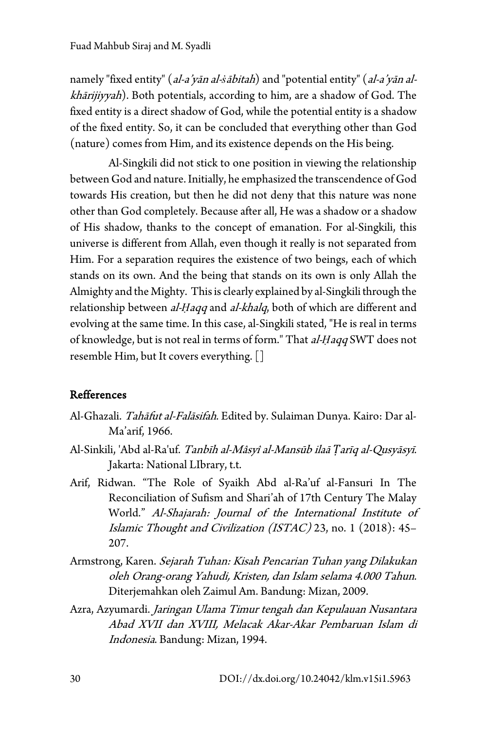namely "fixed entity" (*al-a'yān al-ṡābitah*) and "potential entity" (*al-a'yān al-khārijiyyah*). Both potentials, according to him, are a shadow of God. The fixed entity is a direct shadow of God, while the potential entity is a shadow of the fixed entity. So, it can be concluded that everything other than God (nature) comes from Him, and its existence depends on the His being.

Al-Singkili did not stick to one position in viewing the relationship between God and nature. Initially, he emphasized the transcendence of God towards His creation, but then he did not deny that this nature was none other than God completely. Because after all, He was a shadow or a shadow of His shadow, thanks to the concept of emanation. For al-Singkili, this universe is different from Allah, even though it really is not separated from Him. For a separation requires the existence of two beings, each of which stands on its own. And the being that stands on its own is only Allah the Almighty and the Mighty. This is clearly explained by al-Singkili through the relationship between *al-Ḥaqq* and *al-khalq*, both of which are different and evolving at the same time. In this case, al-Singkili stated, "He is real in terms of knowledge, but is not real in terms of form." That *al-Ḥaqq* SWT does not resemble Him, but It covers everything. []

## Refferences

Al-Ghazali. *Tahāfut al-Falāsifah*. Edited by. Sulaiman Dunya. Kairo: Dar al-Ma'arif, 1966.

Al-Sinkili, 'Abd al-Ra'uf. *Tanbīh al-Mâsyî al-Mansūb ilaā Ṭarīq al-Qusyāsyī*. Jakarta: National LIbrary, t.t.

Arif, Ridwan. "The Role of Syaikh Abd al-Ra'uf al-Fansuri In The Reconciliation of Sufism and Shari'ah of 17th Century The Malay World." *Al-Shajarah: Journal of the International Institute of Islamic Thought and Civilization (ISTAC)* 23, no. 1 (2018): 45–207.

Armstrong, Karen. *Sejarah Tuhan: Kisah Pencarian Tuhan yang Dilakukan oleh Orang-orang Yahudi, Kristen, dan Islam selama 4.000 Tahun*. Diterjemahkan oleh Zaimul Am. Bandung: Mizan, 2009.

Azra, Azyumardi. *Jaringan Ulama Timur tengah dan Kepulauan Nusantara Abad XVII dan XVIII, Melacak Akar-Akar Pembaruan Islam di Indonesia*. Bandung: Mizan, 1994.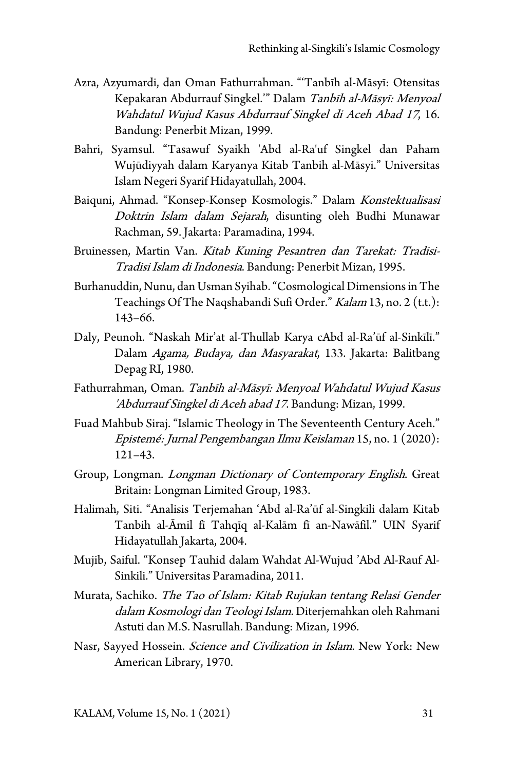Azra, Azyumardi, dan Oman Fathurrahman. "'Tanbīh al-Māsyī: Otensitas Kepakaran Abdurrauf Singkel.'" Dalam *Tanbīh al-Māsyī: Menyoal Wahdatul Wujud Kasus Abdurrauf Singkel di Aceh Abad 17*, 16. Bandung: Penerbit Mizan, 1999.

Bahri, Syamsul. "Tasawuf Syaikh 'Abd al-Ra'uf Singkel dan Paham Wujūdiyyah dalam Karyanya Kitab Tanbih al-Māsyi." Universitas Islam Negeri Syarif Hidayatullah, 2004.

Baiquni, Ahmad. "Konsep-Konsep Kosmologis." Dalam *Konstektualisasi Doktrin Islam dalam Sejarah*, disunting oleh Budhi Munawar Rachman, 59. Jakarta: Paramadina, 1994.

Bruinessen, Martin Van. *Kitab Kuning Pesantren dan Tarekat: Tradisi-Tradisi Islam di Indonesia*. Bandung: Penerbit Mizan, 1995.

Burhanuddin, Nunu, dan Usman Syihab. "Cosmological Dimensions in The Teachings Of The Naqshabandi Sufi Order." *Kalam* 13, no. 2 (t.t.): 143–66.

Daly, Peunoh. "Naskah Mir'at al-Thullab Karya cAbd al-Ra'ūf al-Sinkīlī." Dalam *Agama, Budaya, dan Masyarakat*, 133. Jakarta: Balitbang Depag RI, 1980.

Fathurrahman, Oman. *Tanbīh al-Māsyī: Menyoal Wahdatul Wujud Kasus 'Abdurrauf Singkel di Aceh abad 17*. Bandung: Mizan, 1999.

Fuad Mahbub Siraj. "Islamic Theology in The Seventeenth Century Aceh." *Epistemé: Jurnal Pengembangan Ilmu Keislaman* 15, no. 1 (2020): 121–43.

Group, Longman. *Longman Dictionary of Contemporary English*. Great Britain: Longman Limited Group, 1983.

Halimah, Siti. "Analisis Terjemahan 'Abd al-Ra'ūf al-Singkili dalam Kitab Tanbih al-Āmil fī Tahqīq al-Kalām fī an-Nawāfil." UIN Syarif Hidayatullah Jakarta, 2004.

Mujib, Saiful. "Konsep Tauhid dalam Wahdat Al-Wujud 'Abd Al-Rauf Al-Sinkili." Universitas Paramadina, 2011.

Murata, Sachiko. *The Tao of Islam: Kitab Rujukan tentang Relasi Gender dalam Kosmologi dan Teologi Islam*. Diterjemahkan oleh Rahmani Astuti dan M.S. Nasrullah. Bandung: Mizan, 1996.

Nasr, Sayyed Hossein. *Science and Civilization in Islam*. New York: New American Library, 1970.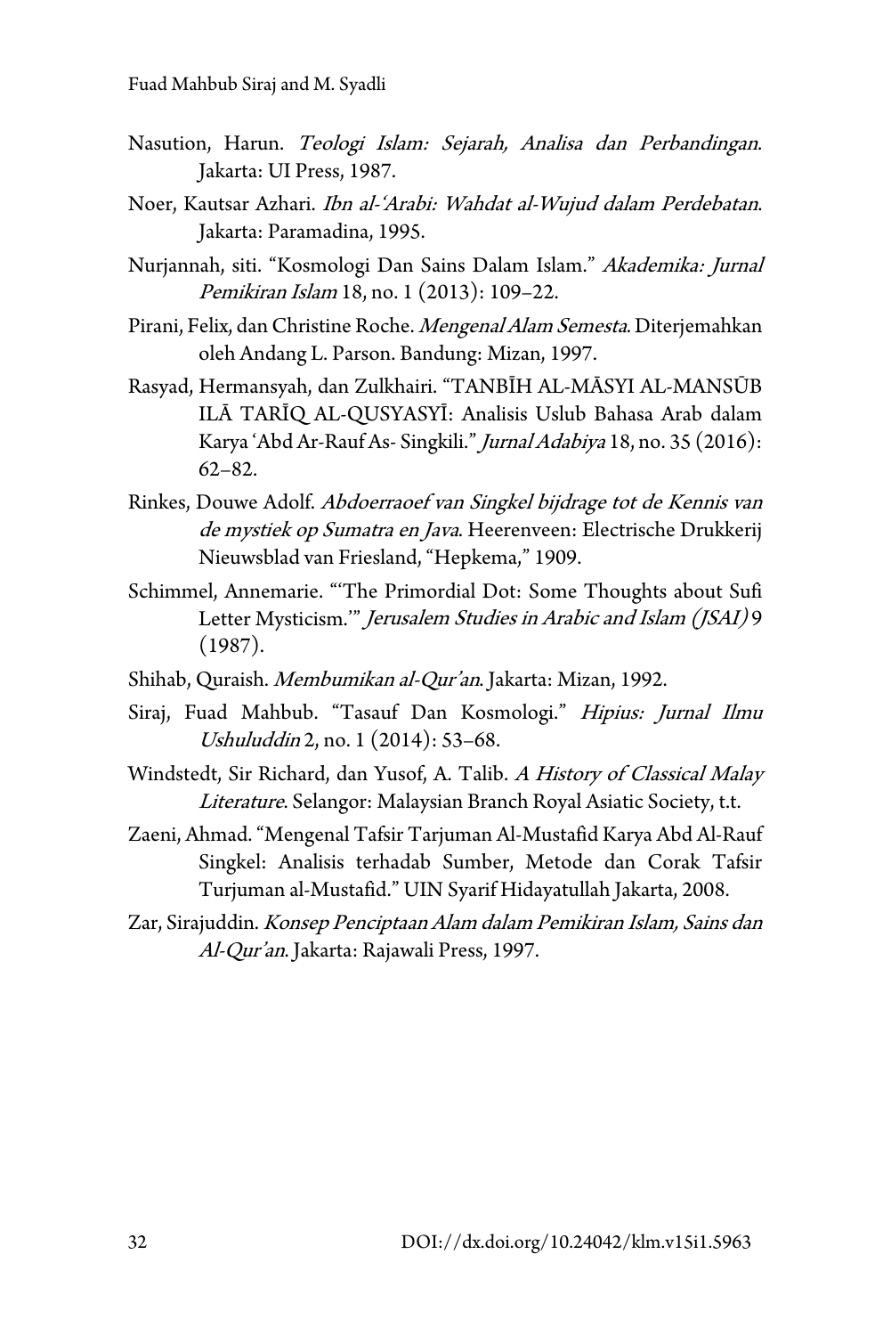Nasution, Harun. *Teologi Islam: Sejarah, Analisa dan Perbandingan*. Jakarta: UI Press, 1987.

Noer, Kautsar Azhari. *Ibn al-'Arabi: Wahdat al-Wujud dalam Perdebatan*. Jakarta: Paramadina, 1995.

Nurjannah, siti. "Kosmologi Dan Sains Dalam Islam." *Akademika: Jurnal Pemikiran Islam* 18, no. 1 (2013): 109–22.

Pirani, Felix, dan Christine Roche. *Mengenal Alam Semesta*. Diterjemahkan oleh Andang L. Parson. Bandung: Mizan, 1997.

Rasyad, Hermansyah, dan Zulkhairi. "TANBĪH AL-MĀSYI AL-MANSŪB ILĀ TARĪQ AL-QUSYASYĪ: Analisis Uslub Bahasa Arab dalam Karya 'Abd Ar-Rauf As- Singkili." *Jurnal Adabiya* 18, no. 35 (2016): 62–82.

Rinkes, Douwe Adolf. *Abdoerraoef van Singkel bijdrage tot de Kennis van de mystiek op Sumatra en Java*. Heerenveen: Electrische Drukkerij Nieuwsblad van Friesland, "Hepkema," 1909.

Schimmel, Annemarie. "'The Primordial Dot: Some Thoughts about Sufi Letter Mysticism.'" *Jerusalem Studies in Arabic and Islam (JSAI)* 9 (1987).

Shihab, Quraish. *Membumikan al-Qur'an*. Jakarta: Mizan, 1992.

Siraj, Fuad Mahbub. "Tasauf Dan Kosmologi." *Hipius: Jurnal Ilmu Ushuluddin* 2, no. 1 (2014): 53–68.

Windstedt, Sir Richard, dan Yusof, A. Talib. *A History of Classical Malay Literature*. Selangor: Malaysian Branch Royal Asiatic Society, t.t.

Zaeni, Ahmad. "Mengenal Tafsir Tarjuman Al-Mustafid Karya Abd Al-Rauf Singkel: Analisis terhadab Sumber, Metode dan Corak Tafsir Turjuman al-Mustafid." UIN Syarif Hidayatullah Jakarta, 2008.

Zar, Sirajuddin. *Konsep Penciptaan Alam dalam Pemikiran Islam, Sains dan Al-Qur'an*. Jakarta: Rajawali Press, 1997.